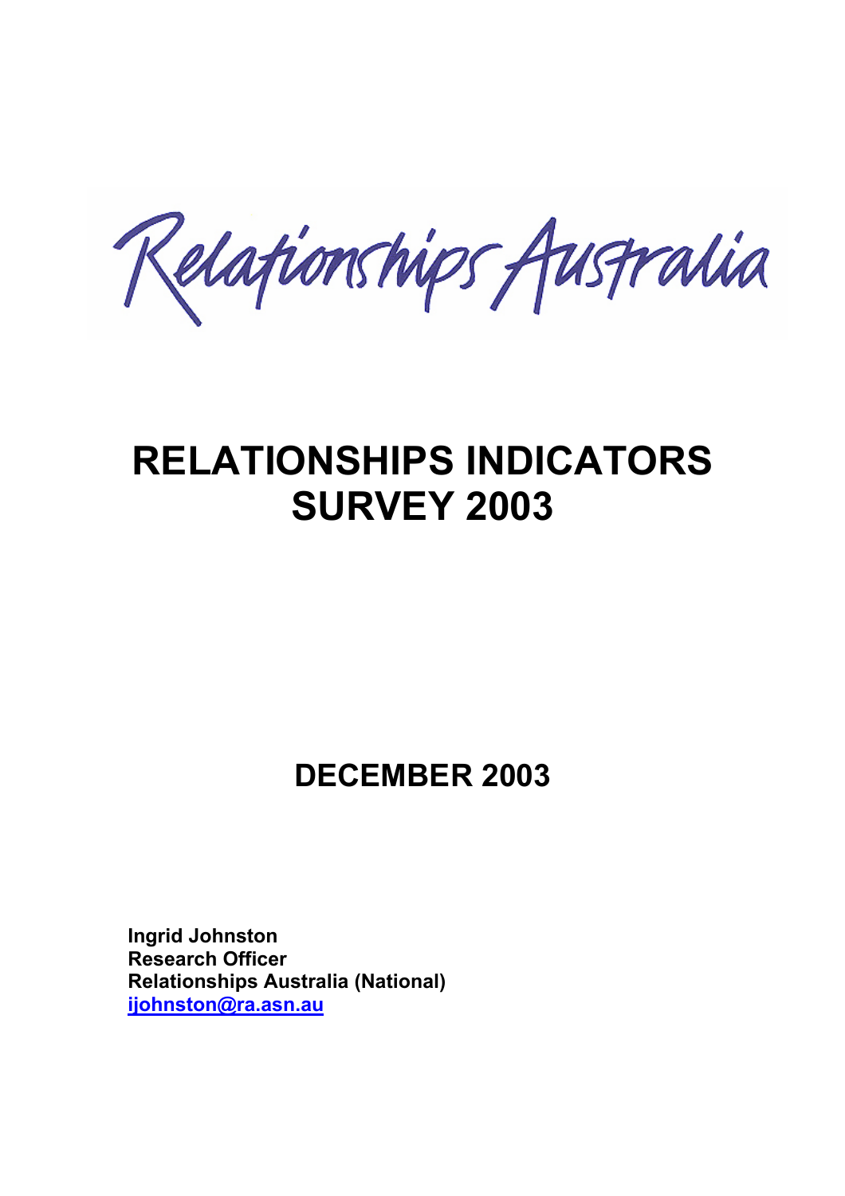Relationships Australia

# RELATIONSHIPS INDICATORS SURVEY 2003

## DECEMBER 2003

**Ingrid Johnston**
**Research Officer**
**Relationships Australia (National)**
**ijohnston@ra.asn.au**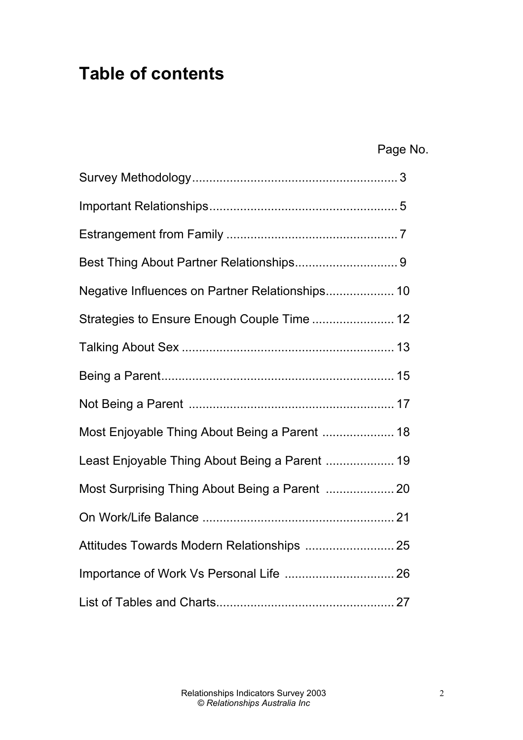# Table of contents

| | Page No. |
|---|---|
| Survey Methodology | 3 |
| Important Relationships | 5 |
| Estrangement from Family | 7 |
| Best Thing About Partner Relationships | 9 |
| Negative Influences on Partner Relationships | 10 |
| Strategies to Ensure Enough Couple Time | 12 |
| Talking About Sex | 13 |
| Being a Parent | 15 |
| Not Being a Parent | 17 |
| Most Enjoyable Thing About Being a Parent | 18 |
| Least Enjoyable Thing About Being a Parent | 19 |
| Most Surprising Thing About Being a Parent | 20 |
| On Work/Life Balance | 21 |
| Attitudes Towards Modern Relationships | 25 |
| Importance of Work Vs Personal Life | 26 |
| List of Tables and Charts | 27 |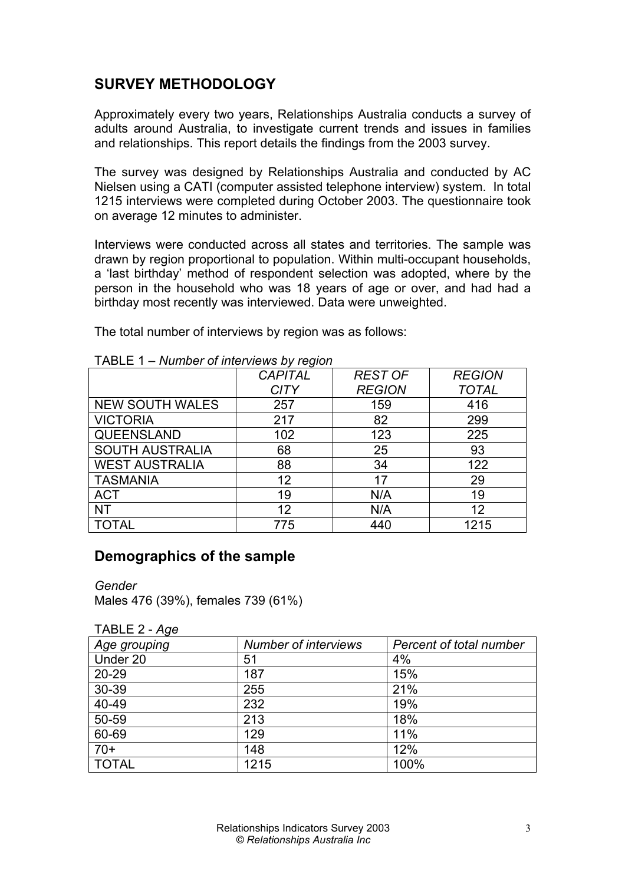## SURVEY METHODOLOGY

Approximately every two years, Relationships Australia conducts a survey of adults around Australia, to investigate current trends and issues in families and relationships. This report details the findings from the 2003 survey.

The survey was designed by Relationships Australia and conducted by AC Nielsen using a CATI (computer assisted telephone interview) system. In total 1215 interviews were completed during October 2003. The questionnaire took on average 12 minutes to administer.

Interviews were conducted across all states and territories. The sample was drawn by region proportional to population. Within multi-occupant households, a 'last birthday' method of respondent selection was adopted, where by the person in the household who was 18 years of age or over, and had had a birthday most recently was interviewed. Data were unweighted.

The total number of interviews by region was as follows:

TABLE 1 – *Number of interviews by region*

| | *CAPITAL CITY* | *REST OF REGION* | *REGION TOTAL* |
|---|---|---|---|
| NEW SOUTH WALES | 257 | 159 | 416 |
| VICTORIA | 217 | 82 | 299 |
| QUEENSLAND | 102 | 123 | 225 |
| SOUTH AUSTRALIA | 68 | 25 | 93 |
| WEST AUSTRALIA | 88 | 34 | 122 |
| TASMANIA | 12 | 17 | 29 |
| ACT | 19 | N/A | 19 |
| NT | 12 | N/A | 12 |
| TOTAL | 775 | 440 | 1215 |

## Demographics of the sample

*Gender*
Males 476 (39%), females 739 (61%)

TABLE 2 - *Age*

| *Age grouping* | *Number of interviews* | *Percent of total number* |
|---|---|---|
| Under 20 | 51 | 4% |
| 20-29 | 187 | 15% |
| 30-39 | 255 | 21% |
| 40-49 | 232 | 19% |
| 50-59 | 213 | 18% |
| 60-69 | 129 | 11% |
| 70+ | 148 | 12% |
| TOTAL | 1215 | 100% |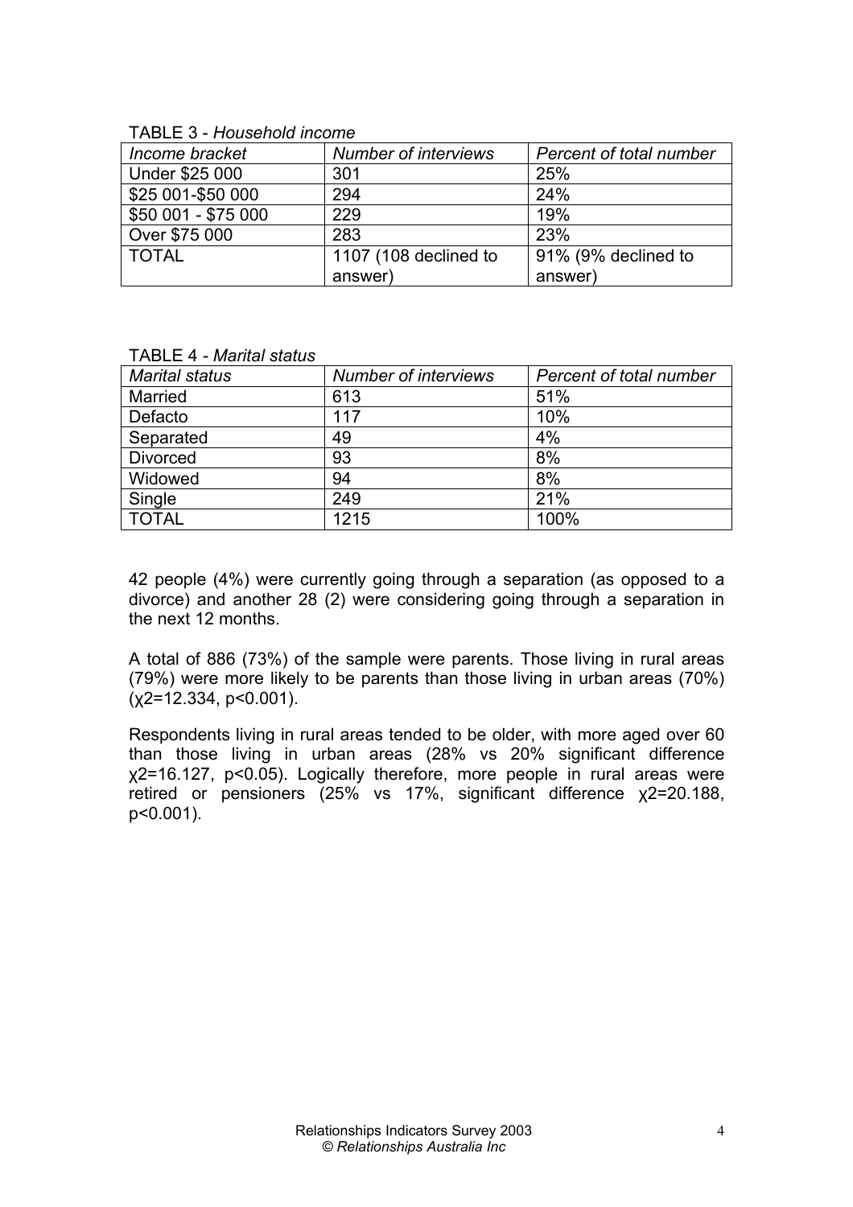TABLE 3 - *Household income*

| *Income bracket* | *Number of interviews* | *Percent of total number* |
|---|---|---|
| Under $25 000 | 301 | 25% |
| $25 001-$50 000 | 294 | 24% |
| $50 001 - $75 000 | 229 | 19% |
| Over $75 000 | 283 | 23% |
| TOTAL | 1107 (108 declined to answer) | 91% (9% declined to answer) |

TABLE 4 - *Marital status*

| *Marital status* | *Number of interviews* | *Percent of total number* |
|---|---|---|
| Married | 613 | 51% |
| Defacto | 117 | 10% |
| Separated | 49 | 4% |
| Divorced | 93 | 8% |
| Widowed | 94 | 8% |
| Single | 249 | 21% |
| TOTAL | 1215 | 100% |

42 people (4%) were currently going through a separation (as opposed to a divorce) and another 28 (2) were considering going through a separation in the next 12 months.

A total of 886 (73%) of the sample were parents. Those living in rural areas (79%) were more likely to be parents than those living in urban areas (70%) ($\chi^2=12.334$, $p<0.001$).

Respondents living in rural areas tended to be older, with more aged over 60 than those living in urban areas (28% vs 20% significant difference $\chi^2=16.127$, $p<0.05$). Logically therefore, more people in rural areas were retired or pensioners (25% vs 17%, significant difference $\chi^2=20.188$, $p<0.001$).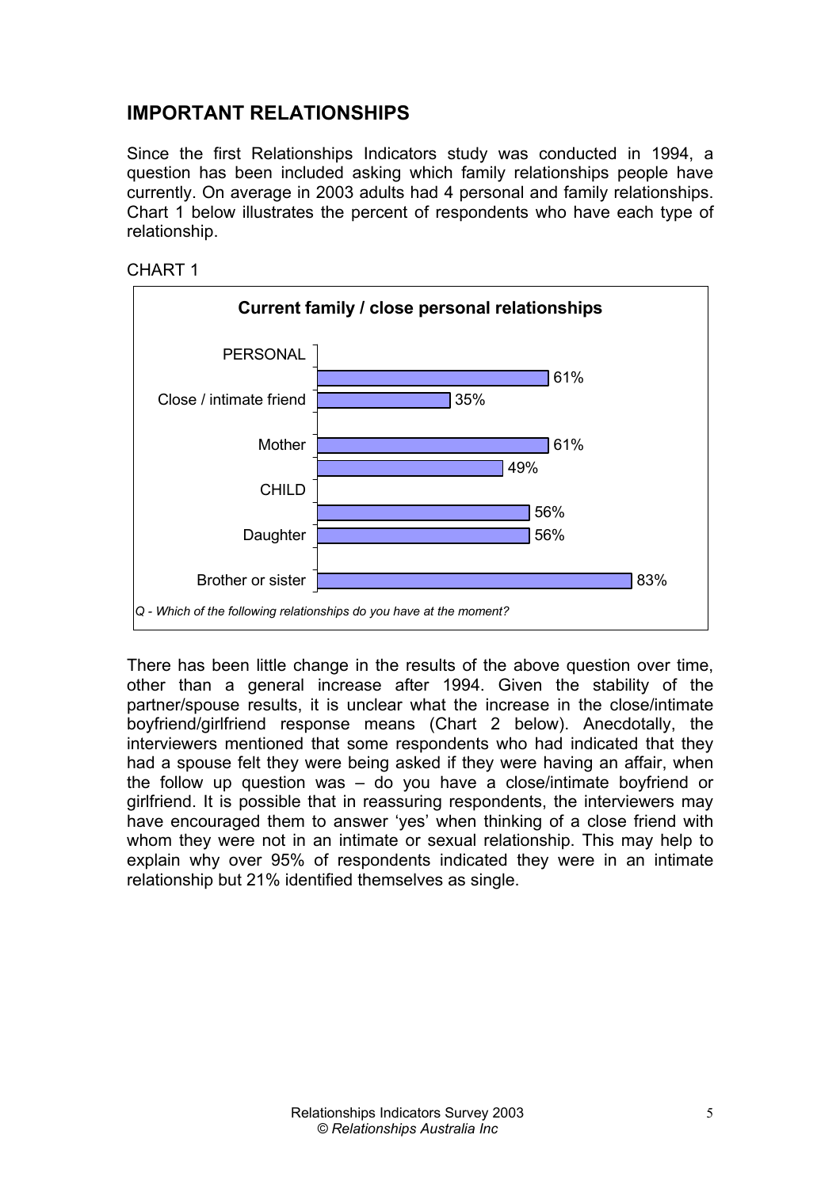## IMPORTANT RELATIONSHIPS

Since the first Relationships Indicators study was conducted in 1994, a question has been included asking which family relationships people have currently. On average in 2003 adults had 4 personal and family relationships. Chart 1 below illustrates the percent of respondents who have each type of relationship.

CHART 1

**Current family / close personal relationships**

| Relationship | % |
|---|---|
| PERSONAL | 61% |
| Close / intimate friend | 35% |
| Mother | 61% |
| | 49% |
| CHILD | 56% |
| Daughter | 56% |
| Brother or sister | 83% |

*Q - Which of the following relationships do you have at the moment?*

There has been little change in the results of the above question over time, other than a general increase after 1994. Given the stability of the partner/spouse results, it is unclear what the increase in the close/intimate boyfriend/girlfriend response means (Chart 2 below). Anecdotally, the interviewers mentioned that some respondents who had indicated that they had a spouse felt they were being asked if they were having an affair, when the follow up question was – do you have a close/intimate boyfriend or girlfriend. It is possible that in reassuring respondents, the interviewers may have encouraged them to answer 'yes' when thinking of a close friend with whom they were not in an intimate or sexual relationship. This may help to explain why over 95% of respondents indicated they were in an intimate relationship but 21% identified themselves as single.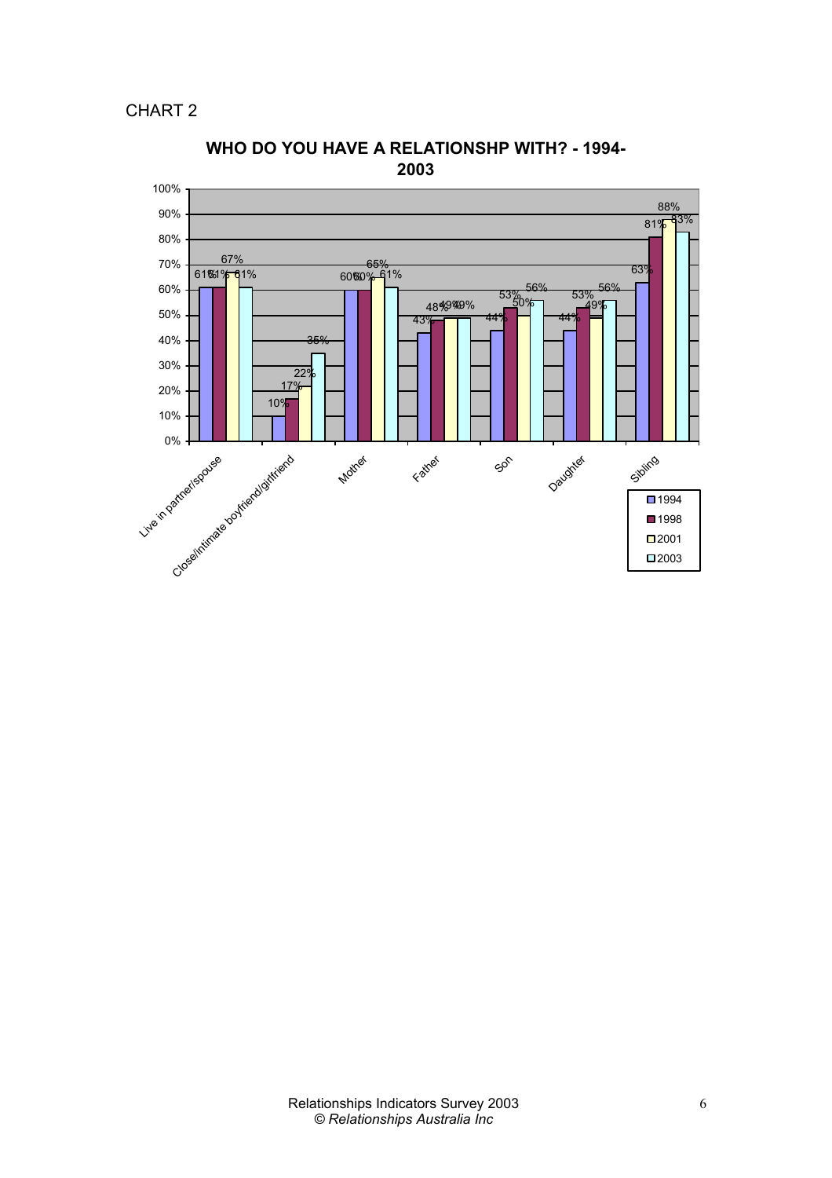CHART 2

**WHO DO YOU HAVE A RELATIONSHP WITH? - 1994-2003**

| | 1994 | 1998 | 2001 | 2003 |
|---|---|---|---|---|
| Live in partner/spouse | 61% | 61% | 67% | 61% |
| Close/intimate boyfriend/girlfriend | 10% | 17% | 22% | 35% |
| Mother | 60% | 60% | 65% | 61% |
| Father | 43% | 48% | 49% | 49% |
| Son | 44% | 53% | 50% | 56% |
| Daughter | 44% | 53% | 49% | 56% |
| Sibling | 63% | 81% | 88% | 83% |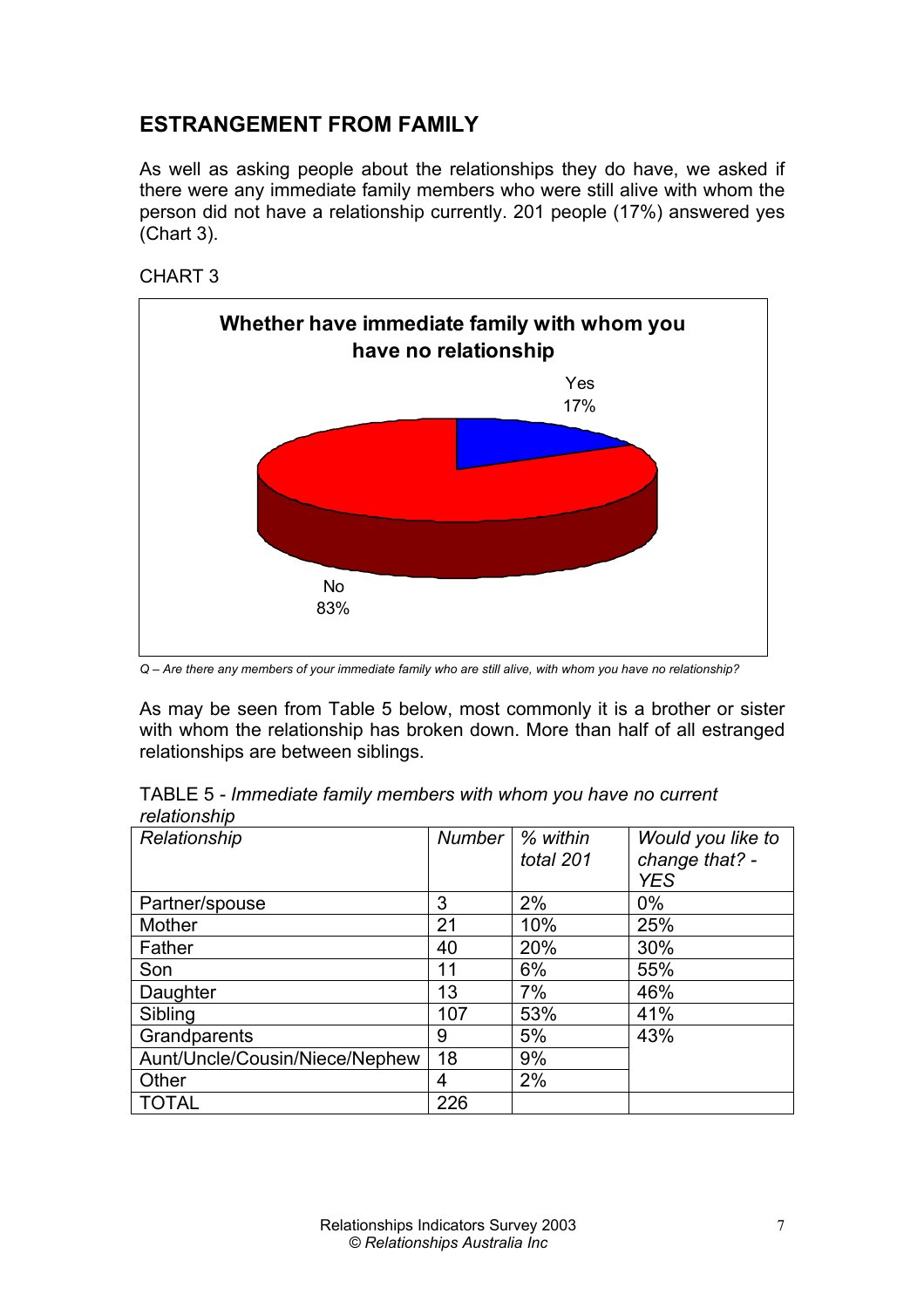## ESTRANGEMENT FROM FAMILY

As well as asking people about the relationships they do have, we asked if there were any immediate family members who were still alive with whom the person did not have a relationship currently. 201 people (17%) answered yes (Chart 3).

CHART 3

**Whether have immediate family with whom you have no relationship**

Yes 17%

No 83%

*Q – Are there any members of your immediate family who are still alive, with whom you have no relationship?*

As may be seen from Table 5 below, most commonly it is a brother or sister with whom the relationship has broken down. More than half of all estranged relationships are between siblings.

TABLE 5 - *Immediate family members with whom you have no current relationship*

| *Relationship* | *Number* | *% within total 201* | *Would you like to change that? - YES* |
|---|---|---|---|
| Partner/spouse | 3 | 2% | 0% |
| Mother | 21 | 10% | 25% |
| Father | 40 | 20% | 30% |
| Son | 11 | 6% | 55% |
| Daughter | 13 | 7% | 46% |
| Sibling | 107 | 53% | 41% |
| Grandparents | 9 | 5% | 43% |
| Aunt/Uncle/Cousin/Niece/Nephew | 18 | 9% | |
| Other | 4 | 2% | |
| TOTAL | 226 | | |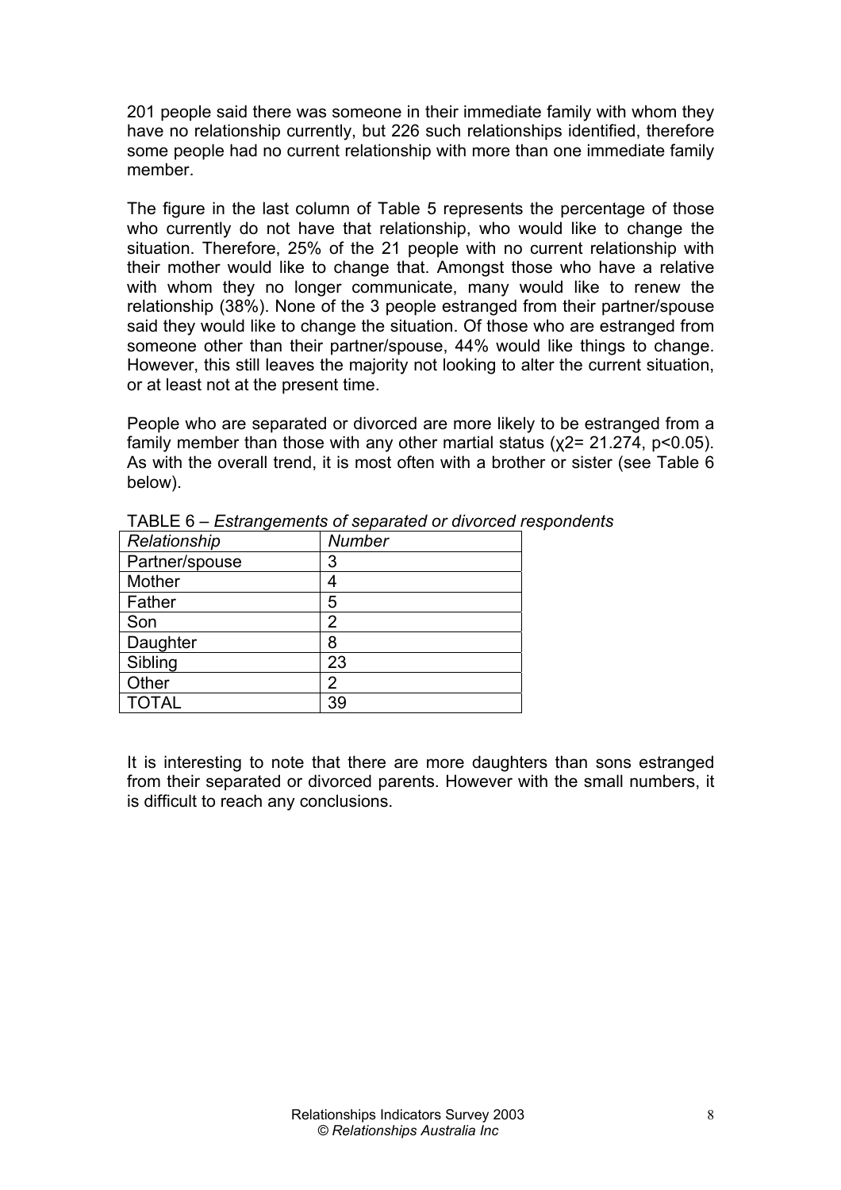201 people said there was someone in their immediate family with whom they have no relationship currently, but 226 such relationships identified, therefore some people had no current relationship with more than one immediate family member.

The figure in the last column of Table 5 represents the percentage of those who currently do not have that relationship, who would like to change the situation. Therefore, 25% of the 21 people with no current relationship with their mother would like to change that. Amongst those who have a relative with whom they no longer communicate, many would like to renew the relationship (38%). None of the 3 people estranged from their partner/spouse said they would like to change the situation. Of those who are estranged from someone other than their partner/spouse, 44% would like things to change. However, this still leaves the majority not looking to alter the current situation, or at least not at the present time.

People who are separated or divorced are more likely to be estranged from a family member than those with any other martial status ($\chi 2= 21.274$, $p<0.05$). As with the overall trend, it is most often with a brother or sister (see Table 6 below).

TABLE 6 – *Estrangements of separated or divorced respondents*

| *Relationship* | *Number* |
|---|---|
| Partner/spouse | 3 |
| Mother | 4 |
| Father | 5 |
| Son | 2 |
| Daughter | 8 |
| Sibling | 23 |
| Other | 2 |
| TOTAL | 39 |

It is interesting to note that there are more daughters than sons estranged from their separated or divorced parents. However with the small numbers, it is difficult to reach any conclusions.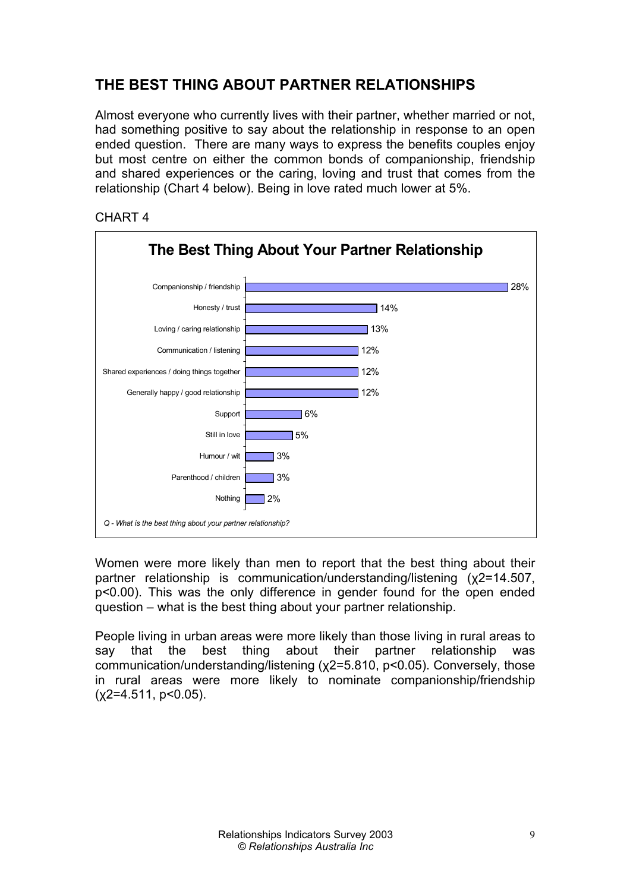## THE BEST THING ABOUT PARTNER RELATIONSHIPS

Almost everyone who currently lives with their partner, whether married or not, had something positive to say about the relationship in response to an open ended question. There are many ways to express the benefits couples enjoy but most centre on either the common bonds of companionship, friendship and shared experiences or the caring, loving and trust that comes from the relationship (Chart 4 below). Being in love rated much lower at 5%.

CHART 4

**The Best Thing About Your Partner Relationship**

| Response | % |
|---|---|
| Companionship / friendship | 28% |
| Honesty / trust | 14% |
| Loving / caring relationship | 13% |
| Communication / listening | 12% |
| Shared experiences / doing things together | 12% |
| Generally happy / good relationship | 12% |
| Support | 6% |
| Still in love | 5% |
| Humour / wit | 3% |
| Parenthood / children | 3% |
| Nothing | 2% |

*Q - What is the best thing about your partner relationship?*

Women were more likely than men to report that the best thing about their partner relationship is communication/understanding/listening ($\chi^2=14.507$, $p<0.00$). This was the only difference in gender found for the open ended question – what is the best thing about your partner relationship.

People living in urban areas were more likely than those living in rural areas to say that the best thing about their partner relationship was communication/understanding/listening ($\chi^2=5.810$, $p<0.05$). Conversely, those in rural areas were more likely to nominate companionship/friendship ($\chi^2=4.511$, $p<0.05$).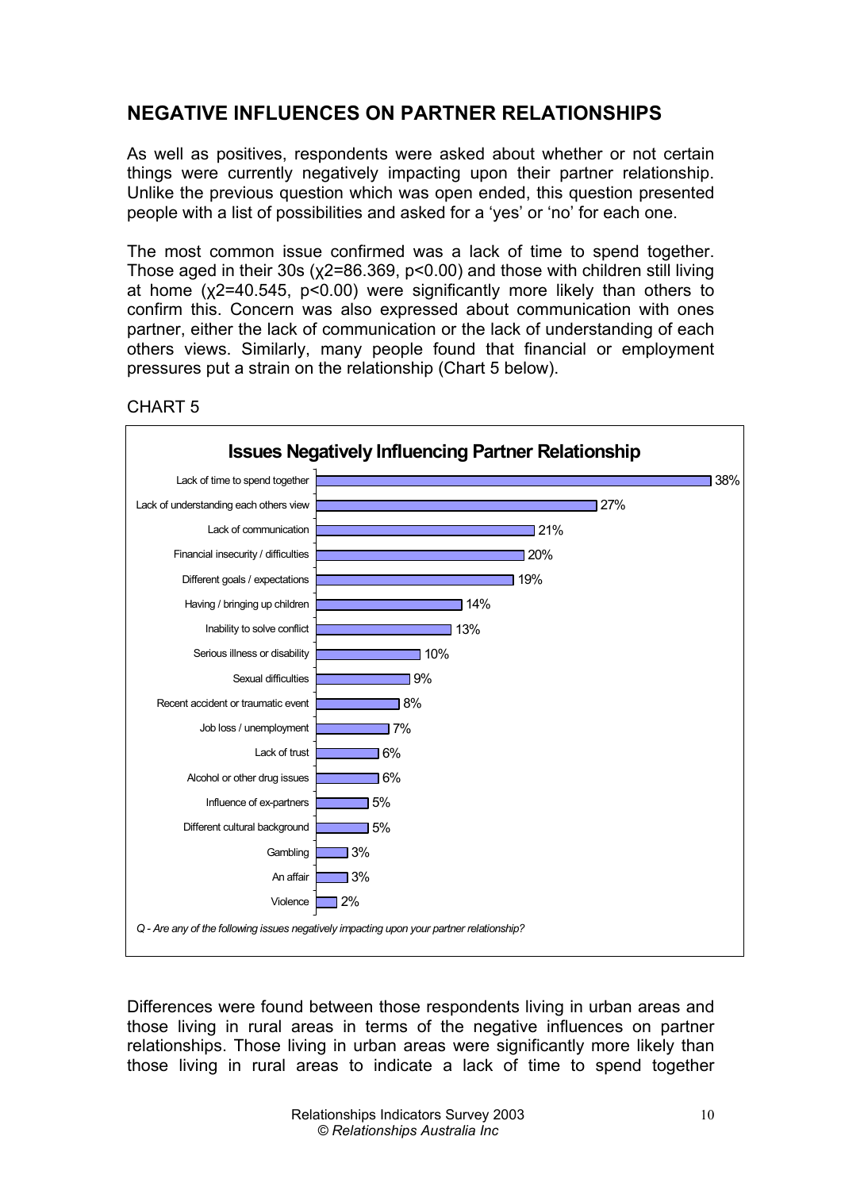## NEGATIVE INFLUENCES ON PARTNER RELATIONSHIPS

As well as positives, respondents were asked about whether or not certain things were currently negatively impacting upon their partner relationship. Unlike the previous question which was open ended, this question presented people with a list of possibilities and asked for a 'yes' or 'no' for each one.

The most common issue confirmed was a lack of time to spend together. Those aged in their 30s ($\chi 2=86.369$, $p<0.00$) and those with children still living at home ($\chi 2=40.545$, $p<0.00$) were significantly more likely than others to confirm this. Concern was also expressed about communication with ones partner, either the lack of communication or the lack of understanding of each others views. Similarly, many people found that financial or employment pressures put a strain on the relationship (Chart 5 below).

CHART 5

**Issues Negatively Influencing Partner Relationship**

| Issue | % |
|---|---|
| Lack of time to spend together | 38% |
| Lack of understanding each others view | 27% |
| Lack of communication | 21% |
| Financial insecurity / difficulties | 20% |
| Different goals / expectations | 19% |
| Having / bringing up children | 14% |
| Inability to solve conflict | 13% |
| Serious illness or disability | 10% |
| Sexual difficulties | 9% |
| Recent accident or traumatic event | 8% |
| Job loss / unemployment | 7% |
| Lack of trust | 6% |
| Alcohol or other drug issues | 6% |
| Influence of ex-partners | 5% |
| Different cultural background | 5% |
| Gambling | 3% |
| An affair | 3% |
| Violence | 2% |

*Q - Are any of the following issues negatively impacting upon your partner relationship?*

Differences were found between those respondents living in urban areas and those living in rural areas in terms of the negative influences on partner relationships. Those living in urban areas were significantly more likely than those living in rural areas to indicate a lack of time to spend together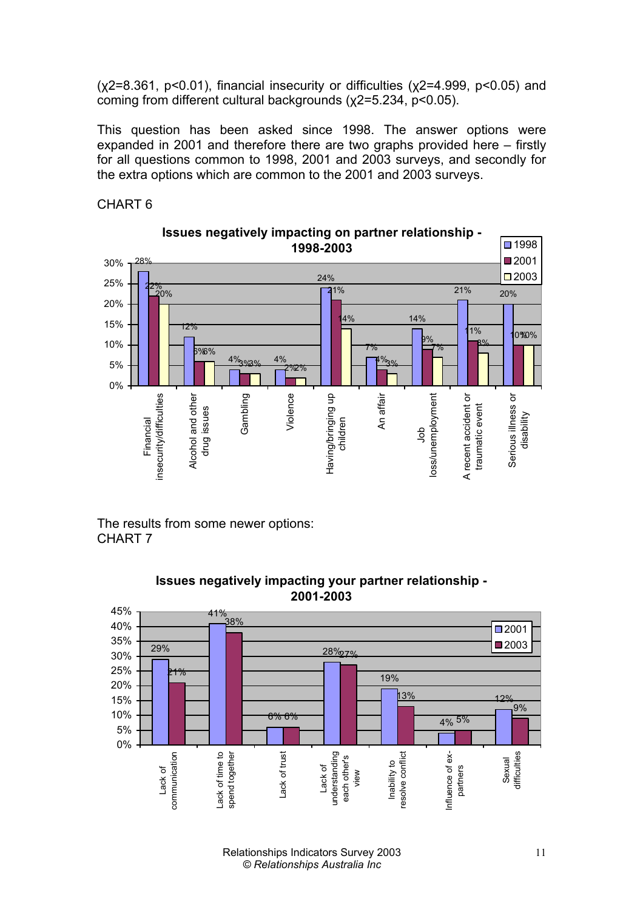($\chi2=8.361$, $p<0.01$), financial insecurity or difficulties ($\chi2=4.999$, $p<0.05$) and coming from different cultural backgrounds ($\chi2=5.234$, $p<0.05$).

This question has been asked since 1998. The answer options were expanded in 2001 and therefore there are two graphs provided here – firstly for all questions common to 1998, 2001 and 2003 surveys, and secondly for the extra options which are common to the 2001 and 2003 surveys.

CHART 6

**Issues negatively impacting on partner relationship - 1998-2003**

| | 1998 | 2001 | 2003 |
|---|---|---|---|
| Financial insecurity/difficulties | 28% | 22% | 20% |
| Alcohol and other drug issues | 12% | 6% | 6% |
| Gambling | 4% | 3% | 3% |
| Violence | 4% | 2% | 2% |
| Having/bringing up children | 24% | 21% | 14% |
| An affair | 7% | 4% | 3% |
| Job loss/unemployment | 14% | 9% | 7% |
| A recent accident or traumatic event | 21% | 11% | 8% |
| Serious illness or disability | 20% | 10% | 10% |

The results from some newer options:
CHART 7

**Issues negatively impacting your partner relationship - 2001-2003**

| | 2001 | 2003 |
|---|---|---|
| Lack of communication | 29% | 21% |
| Lack of time to spend together | 41% | 38% |
| Lack of trust | 6% | 6% |
| Lack of understanding each other's view | 28% | 27% |
| Inability to resolve conflict | 19% | 13% |
| Influence of ex-partners | 4% | 5% |
| Sexual difficulties | 12% | 9% |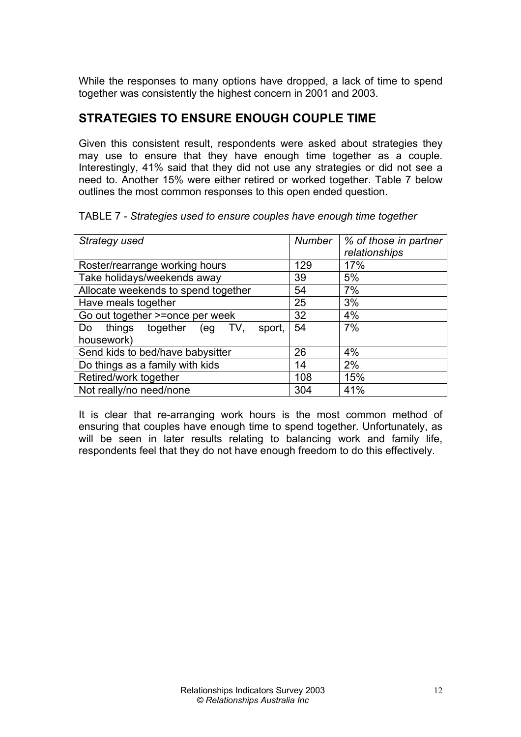While the responses to many options have dropped, a lack of time to spend together was consistently the highest concern in 2001 and 2003.

## STRATEGIES TO ENSURE ENOUGH COUPLE TIME

Given this consistent result, respondents were asked about strategies they may use to ensure that they have enough time together as a couple. Interestingly, 41% said that they did not use any strategies or did not see a need to. Another 15% were either retired or worked together. Table 7 below outlines the most common responses to this open ended question.

TABLE 7 - *Strategies used to ensure couples have enough time together*

| *Strategy used* | *Number* | *% of those in partner relationships* |
|---|---|---|
| Roster/rearrange working hours | 129 | 17% |
| Take holidays/weekends away | 39 | 5% |
| Allocate weekends to spend together | 54 | 7% |
| Have meals together | 25 | 3% |
| Go out together >=once per week | 32 | 4% |
| Do things together (eg TV, sport, housework) | 54 | 7% |
| Send kids to bed/have babysitter | 26 | 4% |
| Do things as a family with kids | 14 | 2% |
| Retired/work together | 108 | 15% |
| Not really/no need/none | 304 | 41% |

It is clear that re-arranging work hours is the most common method of ensuring that couples have enough time to spend together. Unfortunately, as will be seen in later results relating to balancing work and family life, respondents feel that they do not have enough freedom to do this effectively.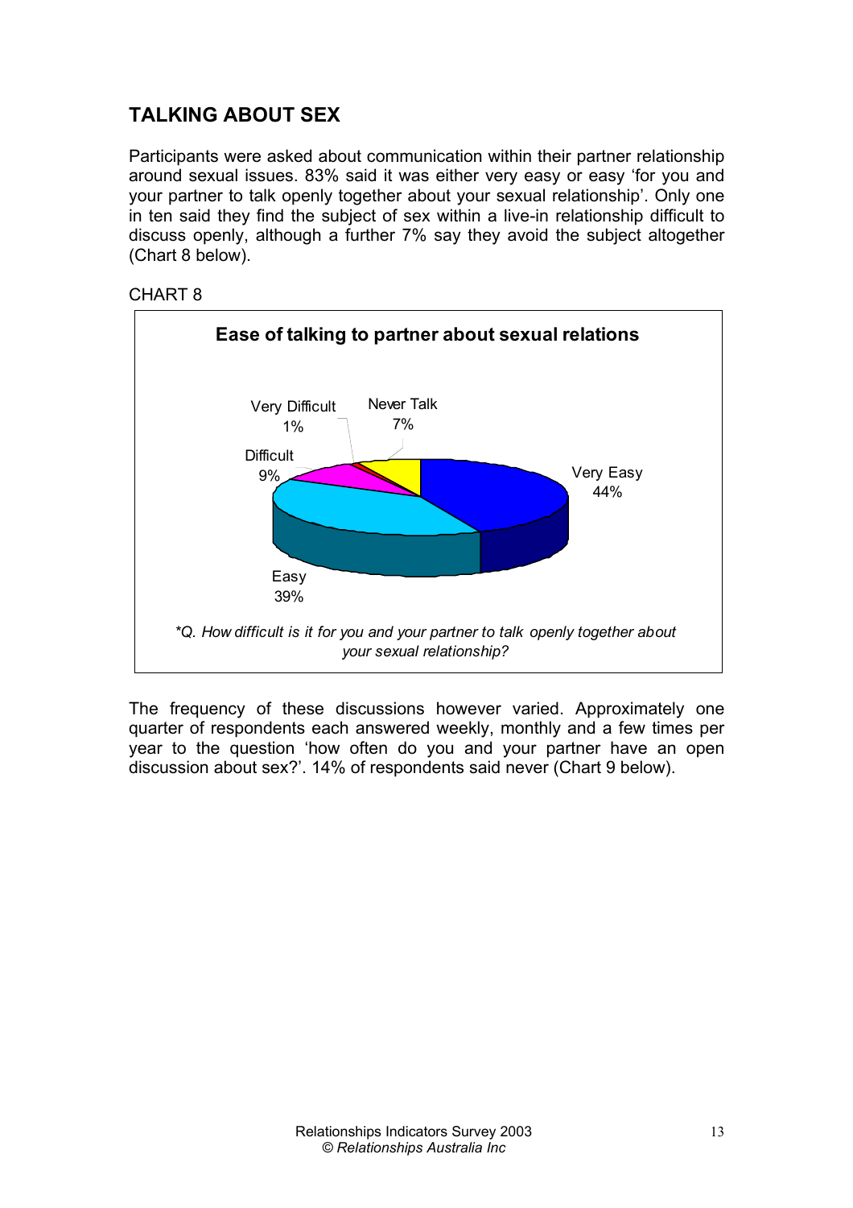## TALKING ABOUT SEX

Participants were asked about communication within their partner relationship around sexual issues. 83% said it was either very easy or easy 'for you and your partner to talk openly together about your sexual relationship'. Only one in ten said they find the subject of sex within a live-in relationship difficult to discuss openly, although a further 7% say they avoid the subject altogether (Chart 8 below).

CHART 8

**Ease of talking to partner about sexual relations**

| Response | % |
|---|---|
| Very Easy | 44% |
| Easy | 39% |
| Difficult | 9% |
| Very Difficult | 1% |
| Never Talk | 7% |

*\*Q. How difficult is it for you and your partner to talk openly together about your sexual relationship?*

The frequency of these discussions however varied. Approximately one quarter of respondents each answered weekly, monthly and a few times per year to the question 'how often do you and your partner have an open discussion about sex?'. 14% of respondents said never (Chart 9 below).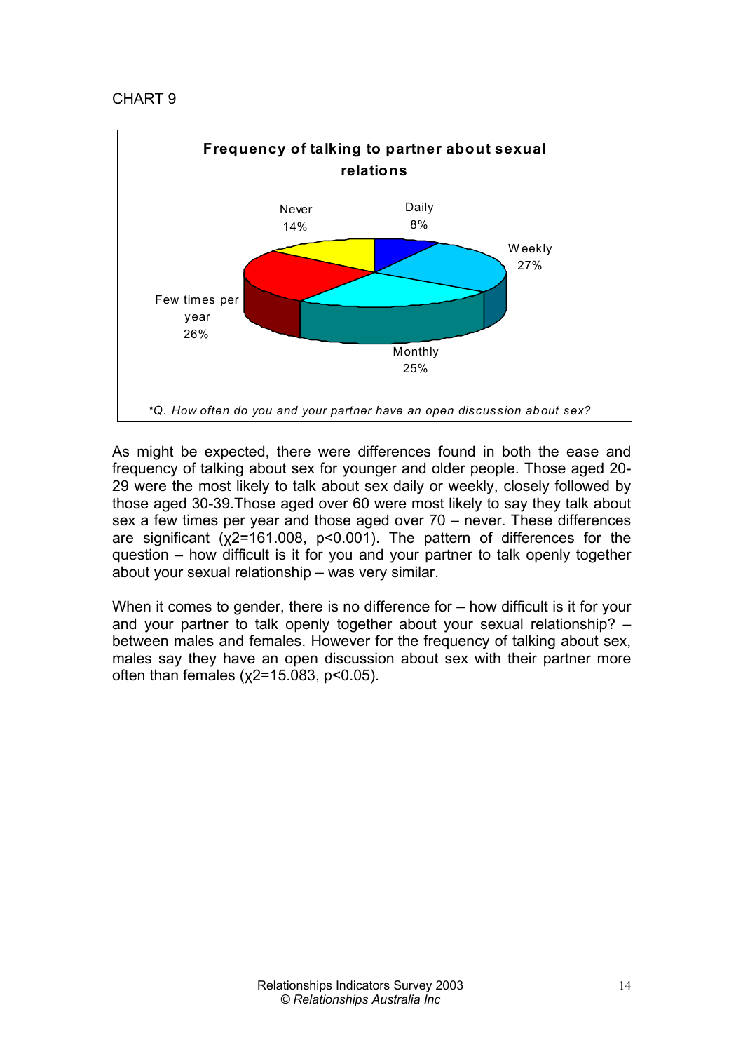CHART 9

**Frequency of talking to partner about sexual relations**

| Response | % |
|---|---|
| Daily | 8% |
| Weekly | 27% |
| Monthly | 25% |
| Few times per year | 26% |
| Never | 14% |

*\*Q. How often do you and your partner have an open discussion about sex?*

As might be expected, there were differences found in both the ease and frequency of talking about sex for younger and older people. Those aged 20-29 were the most likely to talk about sex daily or weekly, closely followed by those aged 30-39.Those aged over 60 were most likely to say they talk about sex a few times per year and those aged over 70 – never. These differences are significant ($\chi2=161.008$, $p<0.001$). The pattern of differences for the question – how difficult is it for you and your partner to talk openly together about your sexual relationship – was very similar.

When it comes to gender, there is no difference for – how difficult is it for your and your partner to talk openly together about your sexual relationship? – between males and females. However for the frequency of talking about sex, males say they have an open discussion about sex with their partner more often than females ($\chi2=15.083$, $p<0.05$).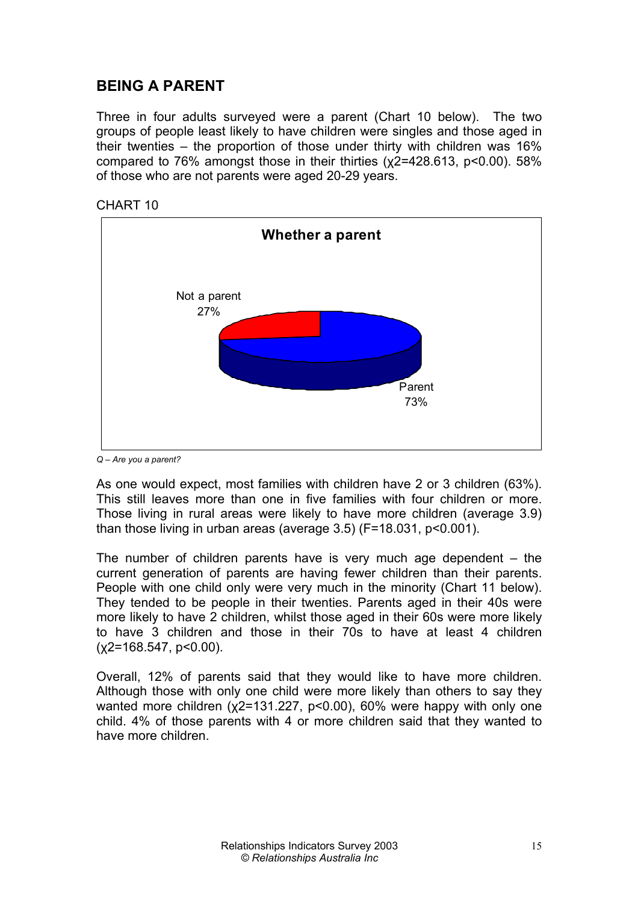## BEING A PARENT

Three in four adults surveyed were a parent (Chart 10 below). The two groups of people least likely to have children were singles and those aged in their twenties – the proportion of those under thirty with children was 16% compared to 76% amongst those in their thirties ($\chi 2=428.613$, $p<0.00$). 58% of those who are not parents were aged 20-29 years.

CHART 10

**Whether a parent**

Not a parent 27%

Parent 73%

*Q – Are you a parent?*

As one would expect, most families with children have 2 or 3 children (63%). This still leaves more than one in five families with four children or more. Those living in rural areas were likely to have more children (average 3.9) than those living in urban areas (average 3.5) ($F=18.031$, $p<0.001$).

The number of children parents have is very much age dependent – the current generation of parents are having fewer children than their parents. People with one child only were very much in the minority (Chart 11 below). They tended to be people in their twenties. Parents aged in their 40s were more likely to have 2 children, whilst those aged in their 60s were more likely to have 3 children and those in their 70s to have at least 4 children ($\chi 2=168.547$, $p<0.00$).

Overall, 12% of parents said that they would like to have more children. Although those with only one child were more likely than others to say they wanted more children ($\chi 2=131.227$, $p<0.00$), 60% were happy with only one child. 4% of those parents with 4 or more children said that they wanted to have more children.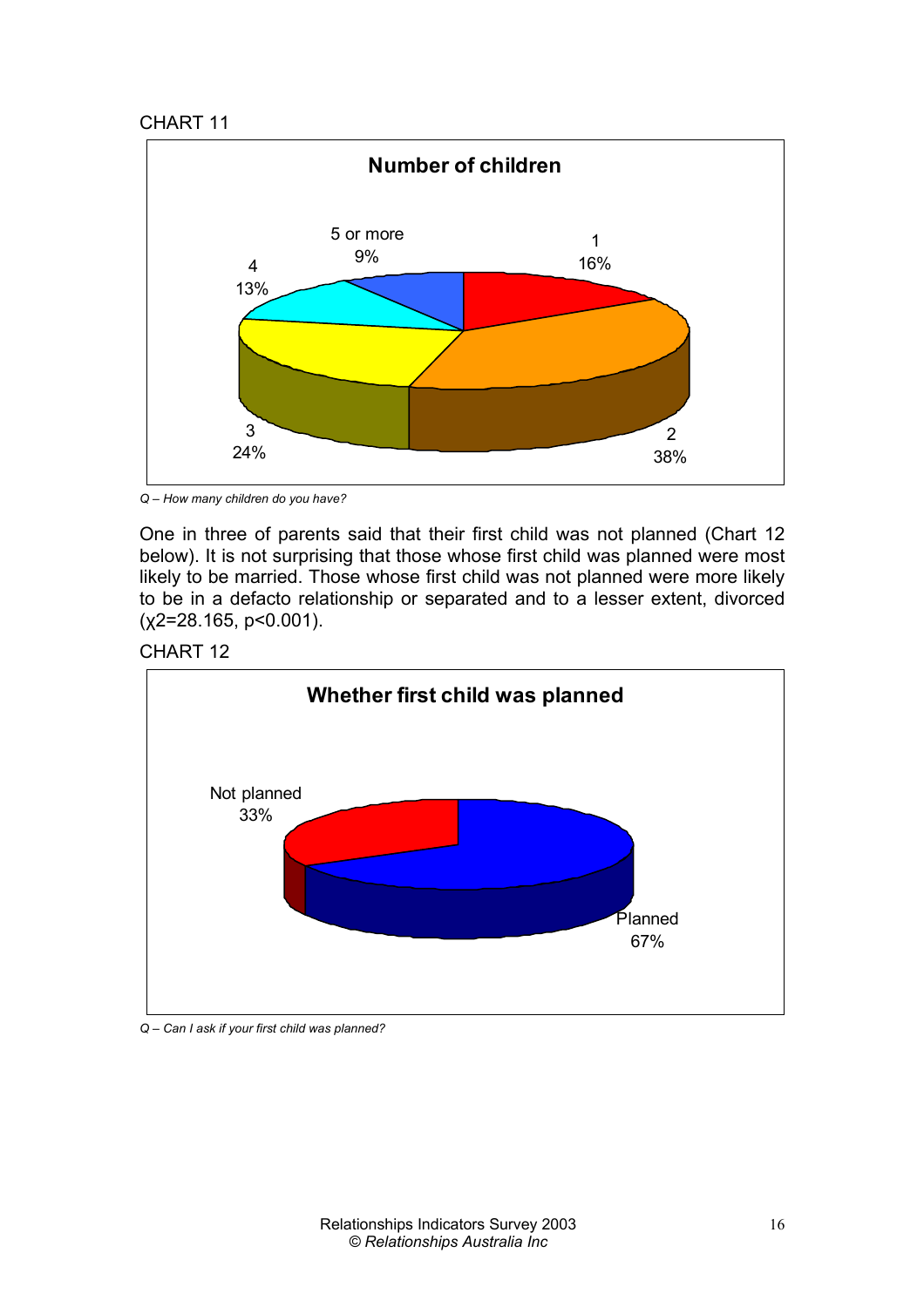CHART 11

**Number of children**

| Number of children | Percentage |
|---|---|
| 1 | 16% |
| 2 | 38% |
| 3 | 24% |
| 4 | 13% |
| 5 or more | 9% |

*Q – How many children do you have?*

One in three of parents said that their first child was not planned (Chart 12 below). It is not surprising that those whose first child was planned were most likely to be married. Those whose first child was not planned were more likely to be in a defacto relationship or separated and to a lesser extent, divorced ($\chi^2=28.165$, $p<0.001$).

CHART 12

**Whether first child was planned**

| Whether first child was planned | Percentage |
|---|---|
| Not planned | 33% |
| Planned | 67% |

*Q – Can I ask if your first child was planned?*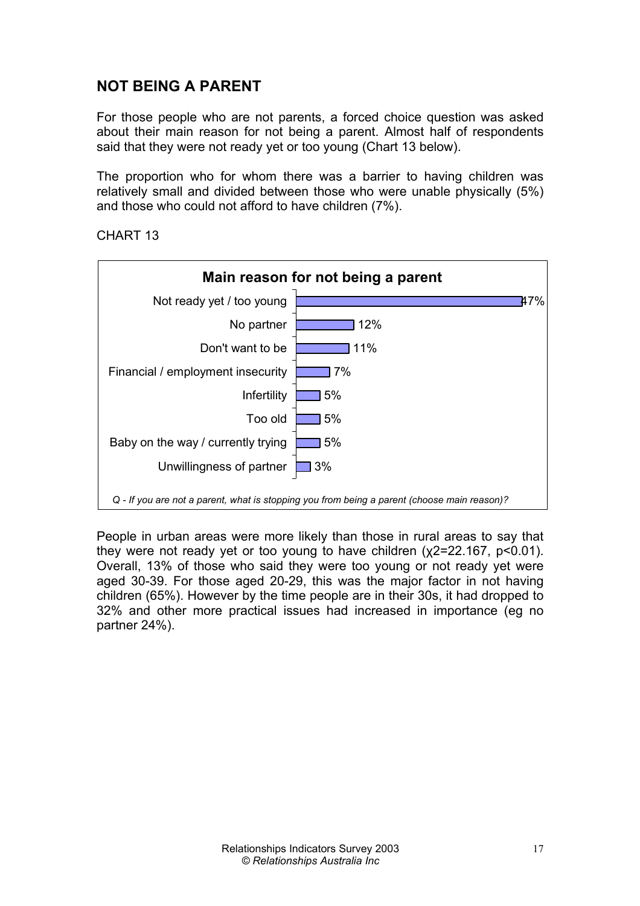## NOT BEING A PARENT

For those people who are not parents, a forced choice question was asked about their main reason for not being a parent. Almost half of respondents said that they were not ready yet or too young (Chart 13 below).

The proportion who for whom there was a barrier to having children was relatively small and divided between those who were unable physically (5%) and those who could not afford to have children (7%).

CHART 13

**Main reason for not being a parent**

| Reason | % |
| --- | --- |
| Not ready yet / too young | 47% |
| No partner | 12% |
| Don't want to be | 11% |
| Financial / employment insecurity | 7% |
| Infertility | 5% |
| Too old | 5% |
| Baby on the way / currently trying | 5% |
| Unwillingness of partner | 3% |

*Q - If you are not a parent, what is stopping you from being a parent (choose main reason)?*

People in urban areas were more likely than those in rural areas to say that they were not ready yet or too young to have children ($\chi 2=22.167$, $p<0.01$). Overall, 13% of those who said they were too young or not ready yet were aged 30-39. For those aged 20-29, this was the major factor in not having children (65%). However by the time people are in their 30s, it had dropped to 32% and other more practical issues had increased in importance (eg no partner 24%).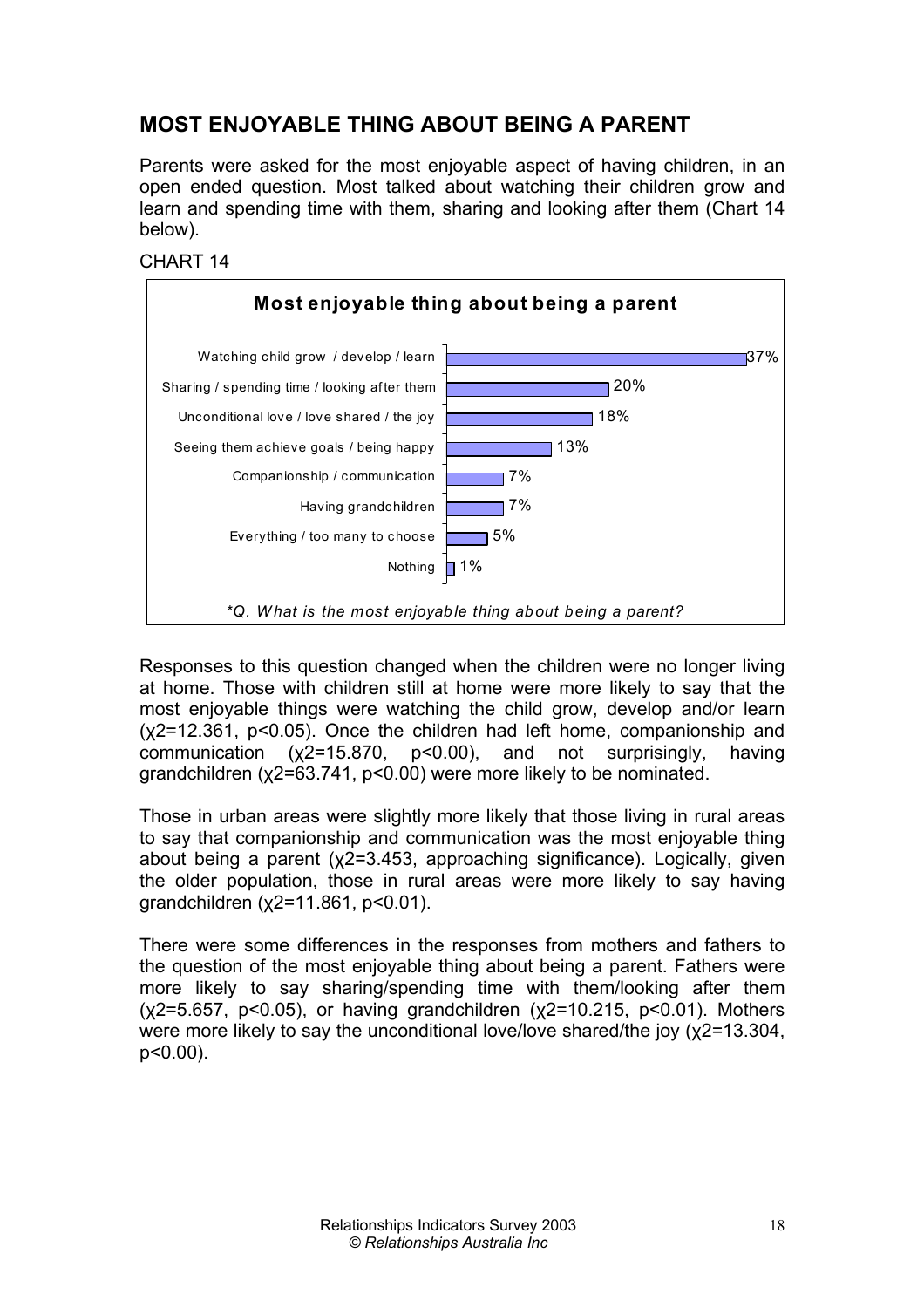## MOST ENJOYABLE THING ABOUT BEING A PARENT

Parents were asked for the most enjoyable aspect of having children, in an open ended question. Most talked about watching their children grow and learn and spending time with them, sharing and looking after them (Chart 14 below).

CHART 14

**Most enjoyable thing about being a parent**

| Response | % |
|---|---|
| Watching child grow / develop / learn | 37% |
| Sharing / spending time / looking after them | 20% |
| Unconditional love / love shared / the joy | 18% |
| Seeing them achieve goals / being happy | 13% |
| Companionship / communication | 7% |
| Having grandchildren | 7% |
| Everything / too many to choose | 5% |
| Nothing | 1% |

*\*Q. What is the most enjoyable thing about being a parent?*

Responses to this question changed when the children were no longer living at home. Those with children still at home were more likely to say that the most enjoyable things were watching the child grow, develop and/or learn ($\chi^2=12.361$, $p<0.05$). Once the children had left home, companionship and communication ($\chi^2=15.870$, $p<0.00$), and not surprisingly, having grandchildren ($\chi^2=63.741$, $p<0.00$) were more likely to be nominated.

Those in urban areas were slightly more likely that those living in rural areas to say that companionship and communication was the most enjoyable thing about being a parent ($\chi^2=3.453$, approaching significance). Logically, given the older population, those in rural areas were more likely to say having grandchildren ($\chi^2=11.861$, $p<0.01$).

There were some differences in the responses from mothers and fathers to the question of the most enjoyable thing about being a parent. Fathers were more likely to say sharing/spending time with them/looking after them ($\chi^2=5.657$, $p<0.05$), or having grandchildren ($\chi^2=10.215$, $p<0.01$). Mothers were more likely to say the unconditional love/love shared/the joy ($\chi^2=13.304$, $p<0.00$).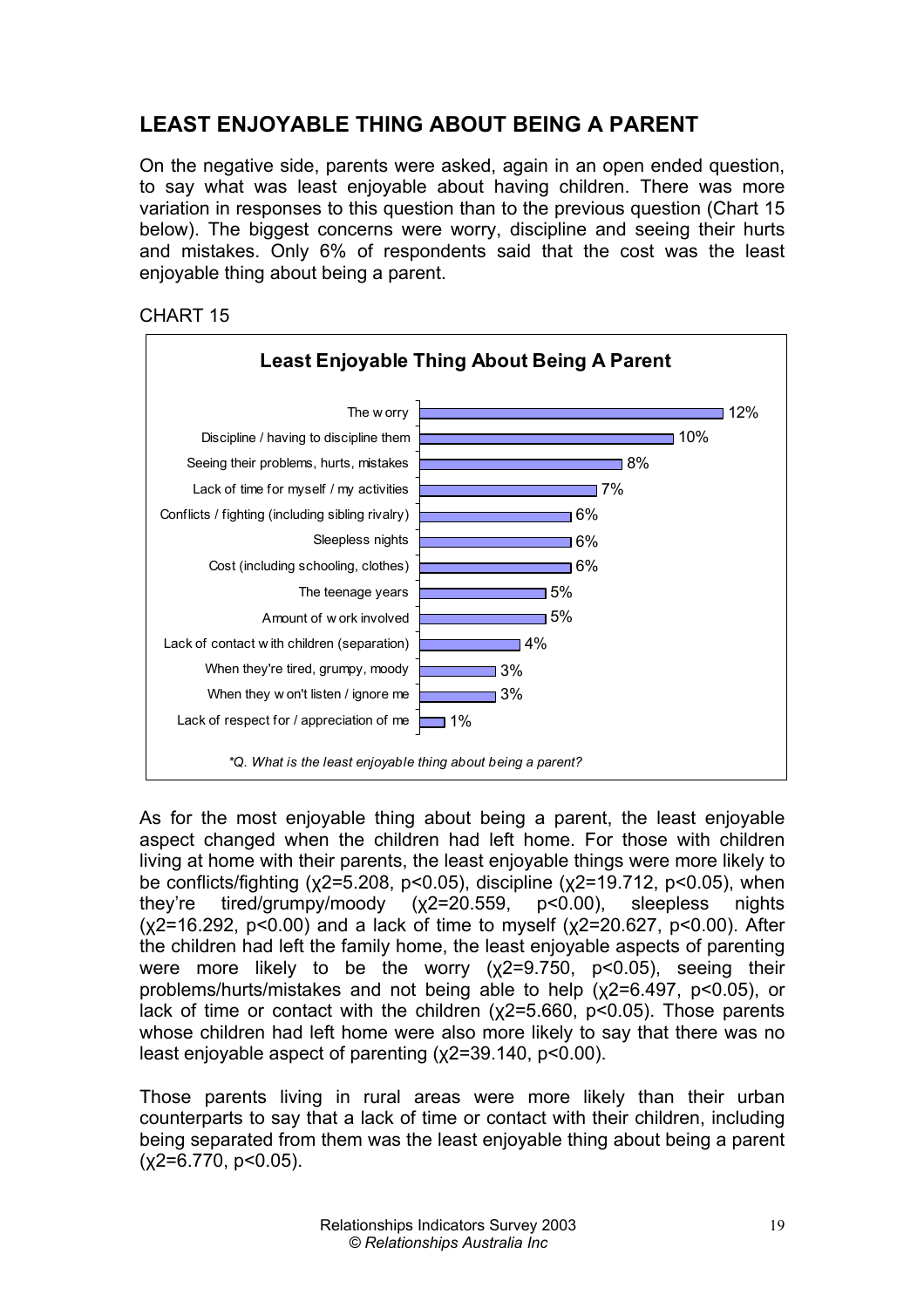## LEAST ENJOYABLE THING ABOUT BEING A PARENT

On the negative side, parents were asked, again in an open ended question, to say what was least enjoyable about having children. There was more variation in responses to this question than to the previous question (Chart 15 below). The biggest concerns were worry, discipline and seeing their hurts and mistakes. Only 6% of respondents said that the cost was the least enjoyable thing about being a parent.

CHART 15

**Least Enjoyable Thing About Being A Parent**

| Response | % |
|---|---|
| The worry | 12% |
| Discipline / having to discipline them | 10% |
| Seeing their problems, hurts, mistakes | 8% |
| Lack of time for myself / my activities | 7% |
| Conflicts / fighting (including sibling rivalry) | 6% |
| Sleepless nights | 6% |
| Cost (including schooling, clothes) | 6% |
| The teenage years | 5% |
| Amount of work involved | 5% |
| Lack of contact with children (separation) | 4% |
| When they're tired, grumpy, moody | 3% |
| When they won't listen / ignore me | 3% |
| Lack of respect for / appreciation of me | 1% |

*\*Q. What is the least enjoyable thing about being a parent?*

As for the most enjoyable thing about being a parent, the least enjoyable aspect changed when the children had left home. For those with children living at home with their parents, the least enjoyable things were more likely to be conflicts/fighting ($\chi^2=5.208$, $p<0.05$), discipline ($\chi^2=19.712$, $p<0.05$), when they're tired/grumpy/moody ($\chi^2=20.559$, $p<0.00$), sleepless nights ($\chi^2=16.292$, $p<0.00$) and a lack of time to myself ($\chi^2=20.627$, $p<0.00$). After the children had left the family home, the least enjoyable aspects of parenting were more likely to be the worry ($\chi^2=9.750$, $p<0.05$), seeing their problems/hurts/mistakes and not being able to help ($\chi^2=6.497$, $p<0.05$), or lack of time or contact with the children ($\chi^2=5.660$, $p<0.05$). Those parents whose children had left home were also more likely to say that there was no least enjoyable aspect of parenting ($\chi^2=39.140$, $p<0.00$).

Those parents living in rural areas were more likely than their urban counterparts to say that a lack of time or contact with their children, including being separated from them was the least enjoyable thing about being a parent ($\chi^2=6.770$, $p<0.05$).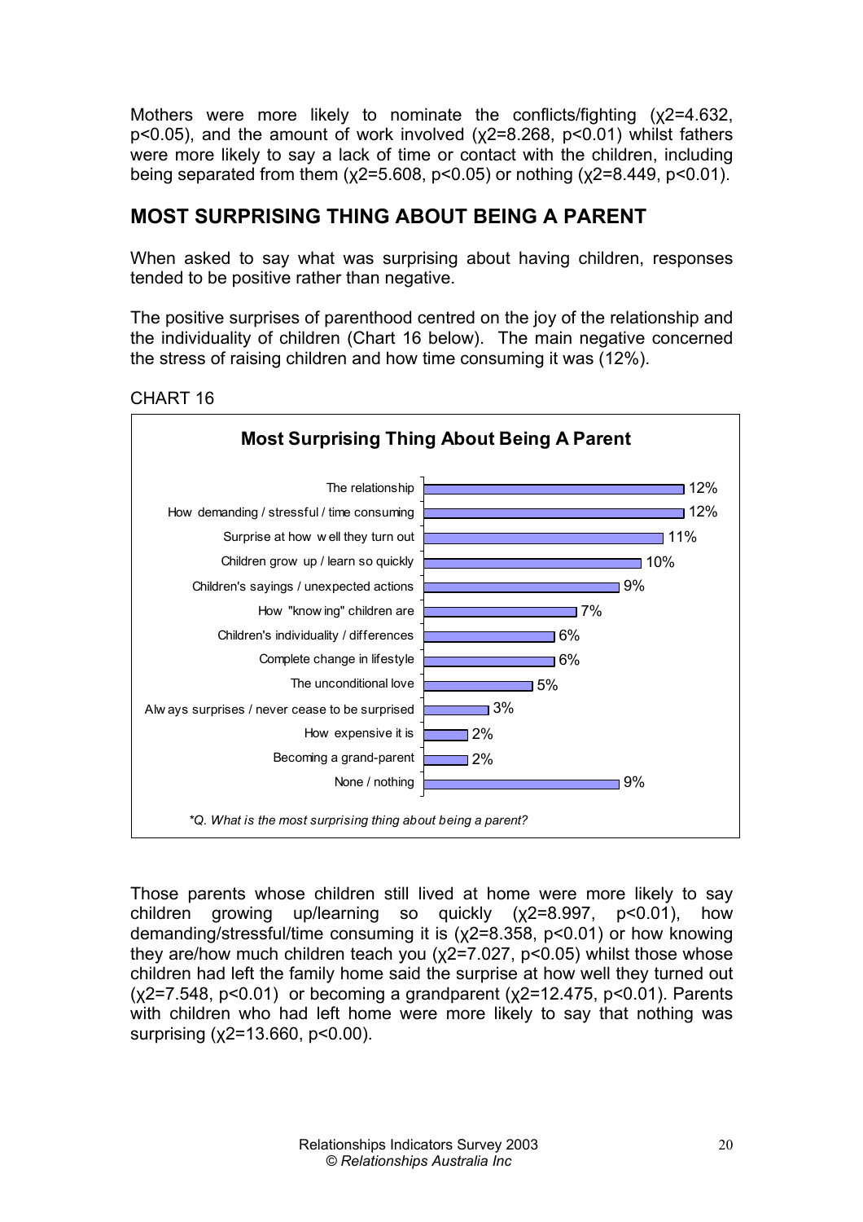Mothers were more likely to nominate the conflicts/fighting ($\chi2=4.632$, $p<0.05$), and the amount of work involved ($\chi2=8.268$, $p<0.01$) whilst fathers were more likely to say a lack of time or contact with the children, including being separated from them ($\chi2=5.608$, $p<0.05$) or nothing ($\chi2=8.449$, $p<0.01$).

## MOST SURPRISING THING ABOUT BEING A PARENT

When asked to say what was surprising about having children, responses tended to be positive rather than negative.

The positive surprises of parenthood centred on the joy of the relationship and the individuality of children (Chart 16 below). The main negative concerned the stress of raising children and how time consuming it was (12%).

CHART 16

**Most Surprising Thing About Being A Parent**

| Response | % |
|---|---|
| The relationship | 12% |
| How demanding / stressful / time consuming | 12% |
| Surprise at how well they turn out | 11% |
| Children grow up / learn so quickly | 10% |
| Children's sayings / unexpected actions | 9% |
| How "knowing" children are | 7% |
| Children's individuality / differences | 6% |
| Complete change in lifestyle | 6% |
| The unconditional love | 5% |
| Always surprises / never cease to be surprised | 3% |
| How expensive it is | 2% |
| Becoming a grand-parent | 2% |
| None / nothing | 9% |

*\*Q. What is the most surprising thing about being a parent?*

Those parents whose children still lived at home were more likely to say children growing up/learning so quickly ($\chi2=8.997$, $p<0.01$), how demanding/stressful/time consuming it is ($\chi2=8.358$, $p<0.01$) or how knowing they are/how much children teach you ($\chi2=7.027$, $p<0.05$) whilst those whose children had left the family home said the surprise at how well they turned out ($\chi2=7.548$, $p<0.01$) or becoming a grandparent ($\chi2=12.475$, $p<0.01$). Parents with children who had left home were more likely to say that nothing was surprising ($\chi2=13.660$, $p<0.00$).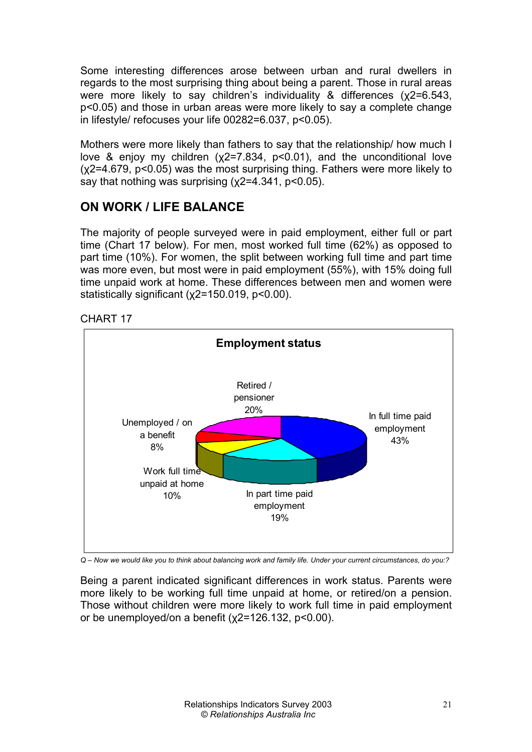Some interesting differences arose between urban and rural dwellers in regards to the most surprising thing about being a parent. Those in rural areas were more likely to say children's individuality & differences ($\chi^2=6.543$, $p<0.05$) and those in urban areas were more likely to say a complete change in lifestyle/ refocuses your life 00282=6.037, $p<0.05$).

Mothers were more likely than fathers to say that the relationship/ how much I love & enjoy my children ($\chi^2=7.834$, $p<0.01$), and the unconditional love ($\chi^2=4.679$, $p<0.05$) was the most surprising thing. Fathers were more likely to say that nothing was surprising ($\chi^2=4.341$, $p<0.05$).

## ON WORK / LIFE BALANCE

The majority of people surveyed were in paid employment, either full or part time (Chart 17 below). For men, most worked full time (62%) as opposed to part time (10%). For women, the split between working full time and part time was more even, but most were in paid employment (55%), with 15% doing full time unpaid work at home. These differences between men and women were statistically significant ($\chi^2=150.019$, $p<0.00$).

CHART 17

**Employment status**

| Employment status | % |
|---|---|
| In full time paid employment | 43% |
| In part time paid employment | 19% |
| Work full time unpaid at home | 10% |
| Unemployed / on a benefit | 8% |
| Retired / pensioner | 20% |

*Q – Now we would like you to think about balancing work and family life. Under your current circumstances, do you:?*

Being a parent indicated significant differences in work status. Parents were more likely to be working full time unpaid at home, or retired/on a pension. Those without children were more likely to work full time in paid employment or be unemployed/on a benefit ($\chi^2=126.132$, $p<0.00$).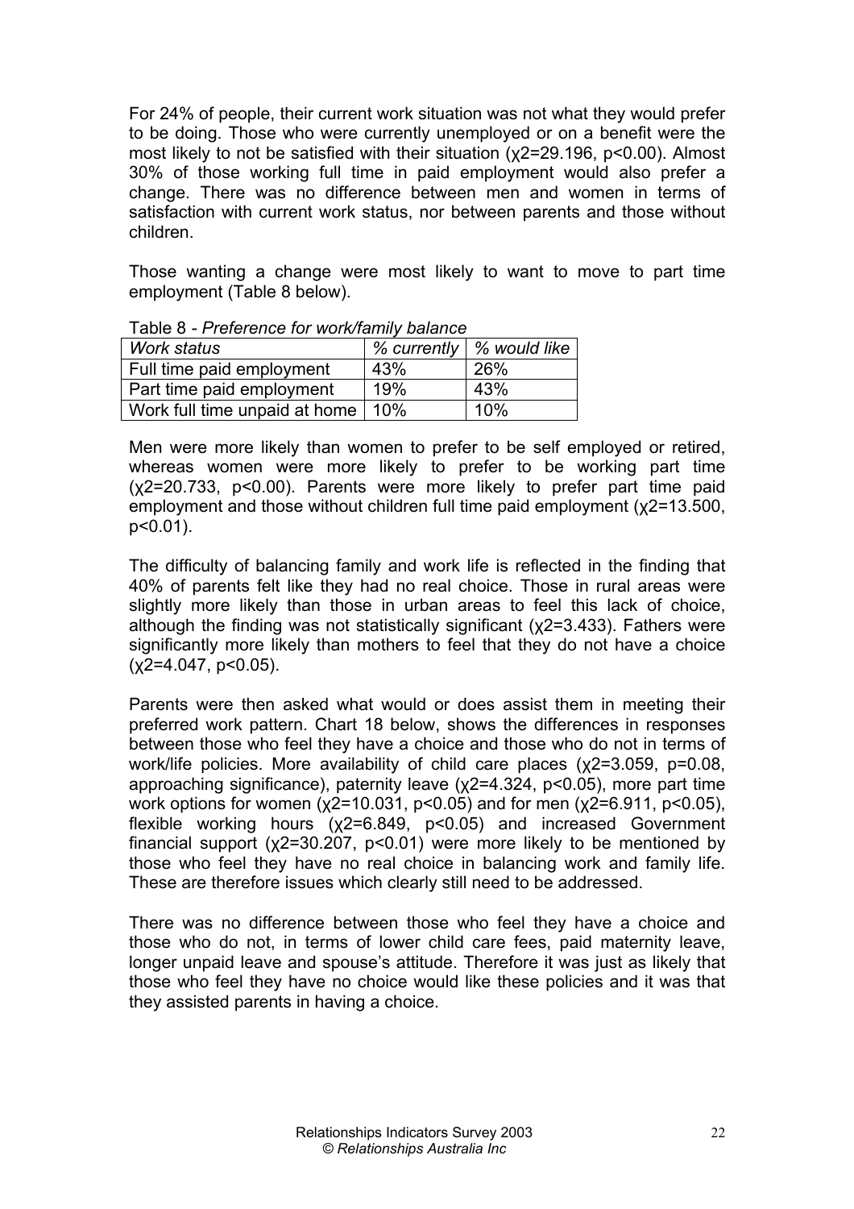For 24% of people, their current work situation was not what they would prefer to be doing. Those who were currently unemployed or on a benefit were the most likely to not be satisfied with their situation ($\chi2=29.196$, $p<0.00$). Almost 30% of those working full time in paid employment would also prefer a change. There was no difference between men and women in terms of satisfaction with current work status, nor between parents and those without children.

Those wanting a change were most likely to want to move to part time employment (Table 8 below).

Table 8 - *Preference for work/family balance*

| *Work status* | *% currently* | *% would like* |
|---|---|---|
| Full time paid employment | 43% | 26% |
| Part time paid employment | 19% | 43% |
| Work full time unpaid at home | 10% | 10% |

Men were more likely than women to prefer to be self employed or retired, whereas women were more likely to prefer to be working part time ($\chi2=20.733$, $p<0.00$). Parents were more likely to prefer part time paid employment and those without children full time paid employment ($\chi2=13.500$, $p<0.01$).

The difficulty of balancing family and work life is reflected in the finding that 40% of parents felt like they had no real choice. Those in rural areas were slightly more likely than those in urban areas to feel this lack of choice, although the finding was not statistically significant ($\chi2=3.433$). Fathers were significantly more likely than mothers to feel that they do not have a choice ($\chi2=4.047$, $p<0.05$).

Parents were then asked what would or does assist them in meeting their preferred work pattern. Chart 18 below, shows the differences in responses between those who feel they have a choice and those who do not in terms of work/life policies. More availability of child care places ($\chi2=3.059$, $p=0.08$, approaching significance), paternity leave ($\chi2=4.324$, $p<0.05$), more part time work options for women ($\chi2=10.031$, $p<0.05$) and for men ($\chi2=6.911$, $p<0.05$), flexible working hours ($\chi2=6.849$, $p<0.05$) and increased Government financial support ($\chi2=30.207$, $p<0.01$) were more likely to be mentioned by those who feel they have no real choice in balancing work and family life. These are therefore issues which clearly still need to be addressed.

There was no difference between those who feel they have a choice and those who do not, in terms of lower child care fees, paid maternity leave, longer unpaid leave and spouse's attitude. Therefore it was just as likely that those who feel they have no choice would like these policies and it was that they assisted parents in having a choice.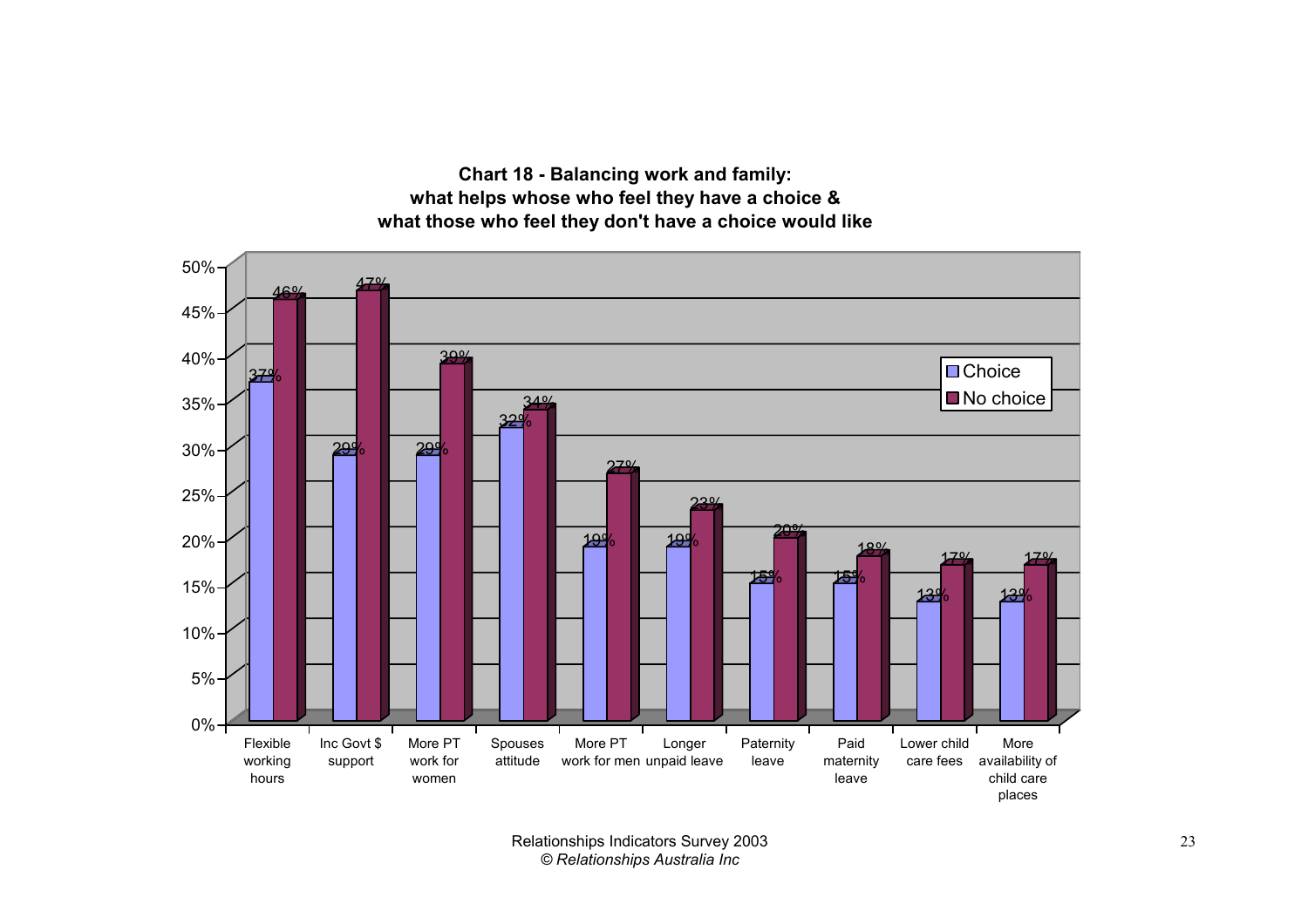**Chart 18 - Balancing work and family:**
**what helps whose who feel they have a choice &**
**what those who feel they don't have a choice would like**

| | Choice | No choice |
|---|---|---|
| Flexible working hours | 37% | 46% |
| Inc Govt $ support | 29% | 47% |
| More PT work for women | 29% | 39% |
| Spouses attitude | 32% | 34% |
| More PT work for men | 19% | 27% |
| Longer unpaid leave | 19% | 23% |
| Paternity leave | 15% | 20% |
| Paid maternity leave | 15% | 18% |
| Lower child care fees | 13% | 17% |
| More availability of child care places | 13% | 17% |

Relationships Indicators Survey 2003
*© Relationships Australia Inc*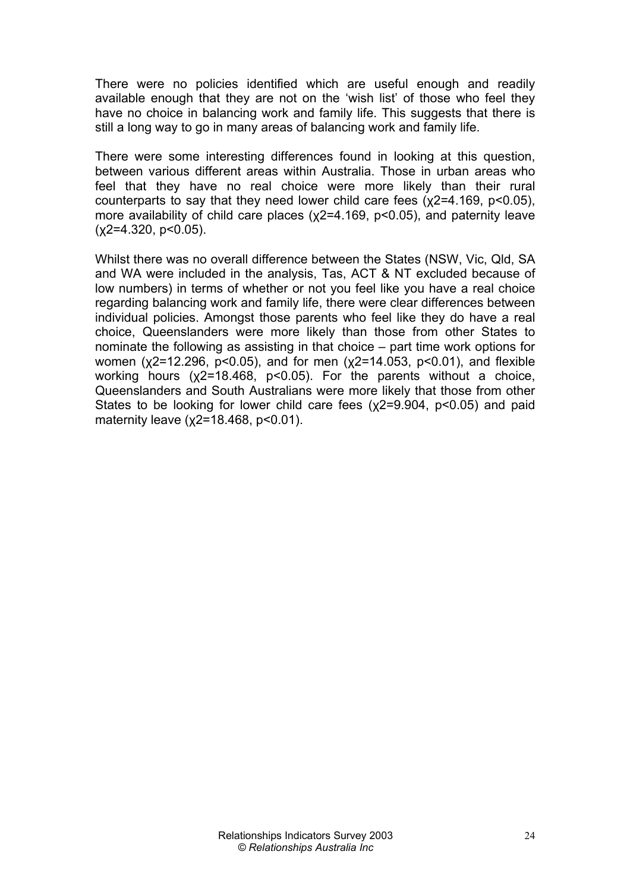There were no policies identified which are useful enough and readily available enough that they are not on the 'wish list' of those who feel they have no choice in balancing work and family life. This suggests that there is still a long way to go in many areas of balancing work and family life.

There were some interesting differences found in looking at this question, between various different areas within Australia. Those in urban areas who feel that they have no real choice were more likely than their rural counterparts to say that they need lower child care fees ($\chi^2=4.169$, $p<0.05$), more availability of child care places ($\chi^2=4.169$, $p<0.05$), and paternity leave ($\chi^2=4.320$, $p<0.05$).

Whilst there was no overall difference between the States (NSW, Vic, Qld, SA and WA were included in the analysis, Tas, ACT & NT excluded because of low numbers) in terms of whether or not you feel like you have a real choice regarding balancing work and family life, there were clear differences between individual policies. Amongst those parents who feel like they do have a real choice, Queenslanders were more likely than those from other States to nominate the following as assisting in that choice – part time work options for women ($\chi^2=12.296$, $p<0.05$), and for men ($\chi^2=14.053$, $p<0.01$), and flexible working hours ($\chi^2=18.468$, $p<0.05$). For the parents without a choice, Queenslanders and South Australians were more likely that those from other States to be looking for lower child care fees ($\chi^2=9.904$, $p<0.05$) and paid maternity leave ($\chi^2=18.468$, $p<0.01$).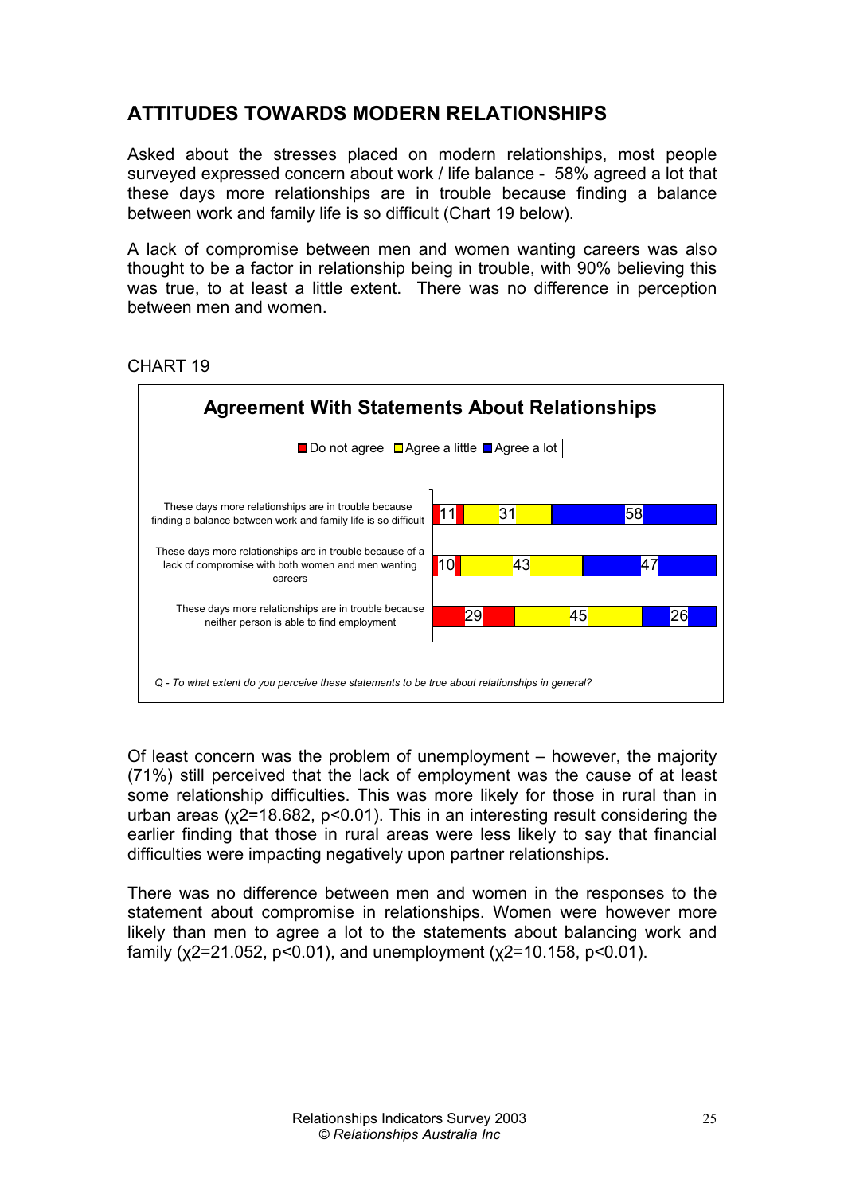## ATTITUDES TOWARDS MODERN RELATIONSHIPS

Asked about the stresses placed on modern relationships, most people surveyed expressed concern about work / life balance - 58% agreed a lot that these days more relationships are in trouble because finding a balance between work and family life is so difficult (Chart 19 below).

A lack of compromise between men and women wanting careers was also thought to be a factor in relationship being in trouble, with 90% believing this was true, to at least a little extent. There was no difference in perception between men and women.

CHART 19

**Agreement With Statements About Relationships**

| Statement | Do not agree | Agree a little | Agree a lot |
|---|---|---|---|
| These days more relationships are in trouble because finding a balance between work and family life is so difficult | 11 | 31 | 58 |
| These days more relationships are in trouble because of a lack of compromise with both women and men wanting careers | 10 | 43 | 47 |
| These days more relationships are in trouble because neither person is able to find employment | 29 | 45 | 26 |

*Q - To what extent do you perceive these statements to be true about relationships in general?*

Of least concern was the problem of unemployment – however, the majority (71%) still perceived that the lack of employment was the cause of at least some relationship difficulties. This was more likely for those in rural than in urban areas ($\chi2=18.682$, $p<0.01$). This in an interesting result considering the earlier finding that those in rural areas were less likely to say that financial difficulties were impacting negatively upon partner relationships.

There was no difference between men and women in the responses to the statement about compromise in relationships. Women were however more likely than men to agree a lot to the statements about balancing work and family ($\chi2=21.052$, $p<0.01$), and unemployment ($\chi2=10.158$, $p<0.01$).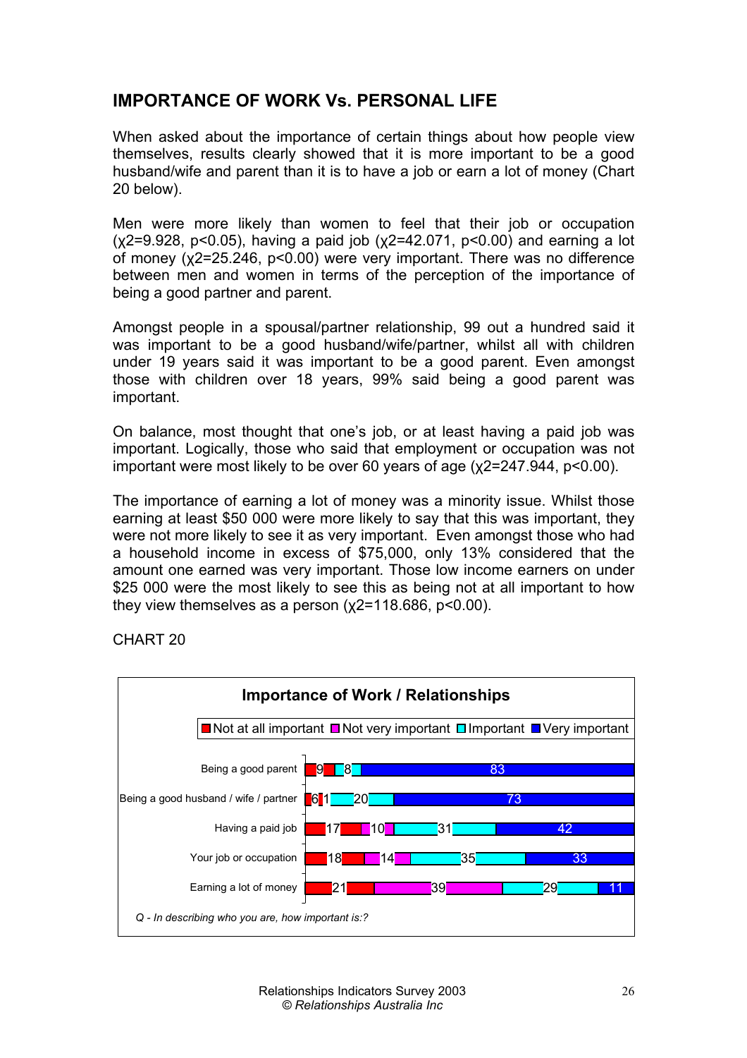## IMPORTANCE OF WORK Vs. PERSONAL LIFE

When asked about the importance of certain things about how people view themselves, results clearly showed that it is more important to be a good husband/wife and parent than it is to have a job or earn a lot of money (Chart 20 below).

Men were more likely than women to feel that their job or occupation ($\chi^2=9.928$, $p<0.05$), having a paid job ($\chi^2=42.071$, $p<0.00$) and earning a lot of money ($\chi^2=25.246$, $p<0.00$) were very important. There was no difference between men and women in terms of the perception of the importance of being a good partner and parent.

Amongst people in a spousal/partner relationship, 99 out a hundred said it was important to be a good husband/wife/partner, whilst all with children under 19 years said it was important to be a good parent. Even amongst those with children over 18 years, 99% said being a good parent was important.

On balance, most thought that one's job, or at least having a paid job was important. Logically, those who said that employment or occupation was not important were most likely to be over 60 years of age ($\chi^2=247.944$, $p<0.00$).

The importance of earning a lot of money was a minority issue. Whilst those earning at least $50 000 were more likely to say that this was important, they were not more likely to see it as very important. Even amongst those who had a household income in excess of $75,000, only 13% considered that the amount one earned was very important. Those low income earners on under $25 000 were the most likely to see this as being not at all important to how they view themselves as a person ($\chi^2=118.686$, $p<0.00$).

CHART 20

**Importance of Work / Relationships**

| | Not at all important | Not very important | Important | Very important |
|---|---|---|---|---|
| Being a good parent | 9 | | 8 | 83 |
| Being a good husband / wife / partner | 6 | 1 | 20 | 73 |
| Having a paid job | 17 | 10 | 31 | 42 |
| Your job or occupation | 18 | 14 | 35 | 33 |
| Earning a lot of money | 21 | 39 | 29 | 11 |

*Q - In describing who you are, how important is:?*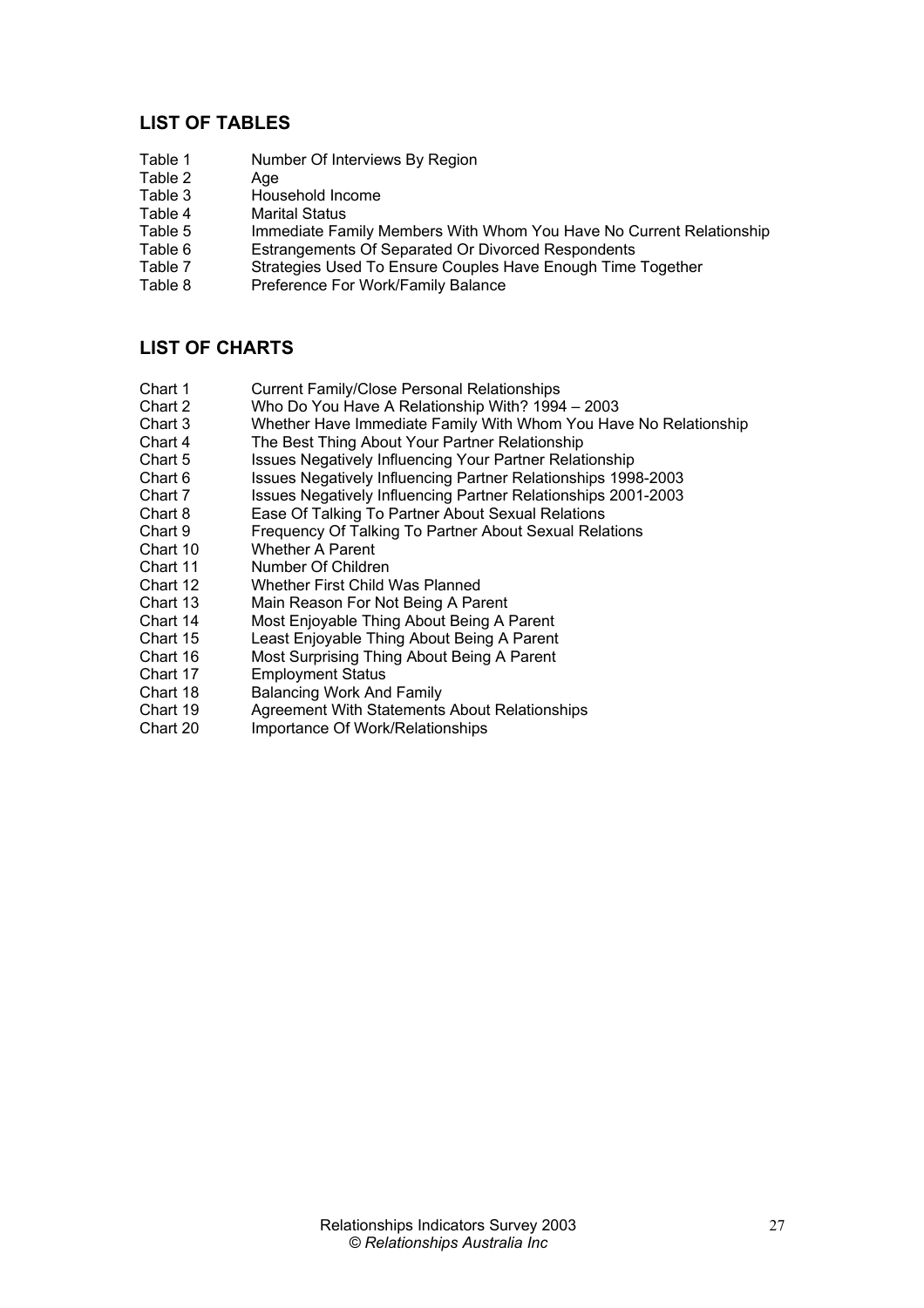## LIST OF TABLES

| | |
|---|---|
| Table 1 | Number Of Interviews By Region |
| Table 2 | Age |
| Table 3 | Household Income |
| Table 4 | Marital Status |
| Table 5 | Immediate Family Members With Whom You Have No Current Relationship |
| Table 6 | Estrangements Of Separated Or Divorced Respondents |
| Table 7 | Strategies Used To Ensure Couples Have Enough Time Together |
| Table 8 | Preference For Work/Family Balance |

## LIST OF CHARTS

| | |
|---|---|
| Chart 1 | Current Family/Close Personal Relationships |
| Chart 2 | Who Do You Have A Relationship With? 1994 – 2003 |
| Chart 3 | Whether Have Immediate Family With Whom You Have No Relationship |
| Chart 4 | The Best Thing About Your Partner Relationship |
| Chart 5 | Issues Negatively Influencing Your Partner Relationship |
| Chart 6 | Issues Negatively Influencing Partner Relationships 1998-2003 |
| Chart 7 | Issues Negatively Influencing Partner Relationships 2001-2003 |
| Chart 8 | Ease Of Talking To Partner About Sexual Relations |
| Chart 9 | Frequency Of Talking To Partner About Sexual Relations |
| Chart 10 | Whether A Parent |
| Chart 11 | Number Of Children |
| Chart 12 | Whether First Child Was Planned |
| Chart 13 | Main Reason For Not Being A Parent |
| Chart 14 | Most Enjoyable Thing About Being A Parent |
| Chart 15 | Least Enjoyable Thing About Being A Parent |
| Chart 16 | Most Surprising Thing About Being A Parent |
| Chart 17 | Employment Status |
| Chart 18 | Balancing Work And Family |
| Chart 19 | Agreement With Statements About Relationships |
| Chart 20 | Importance Of Work/Relationships |